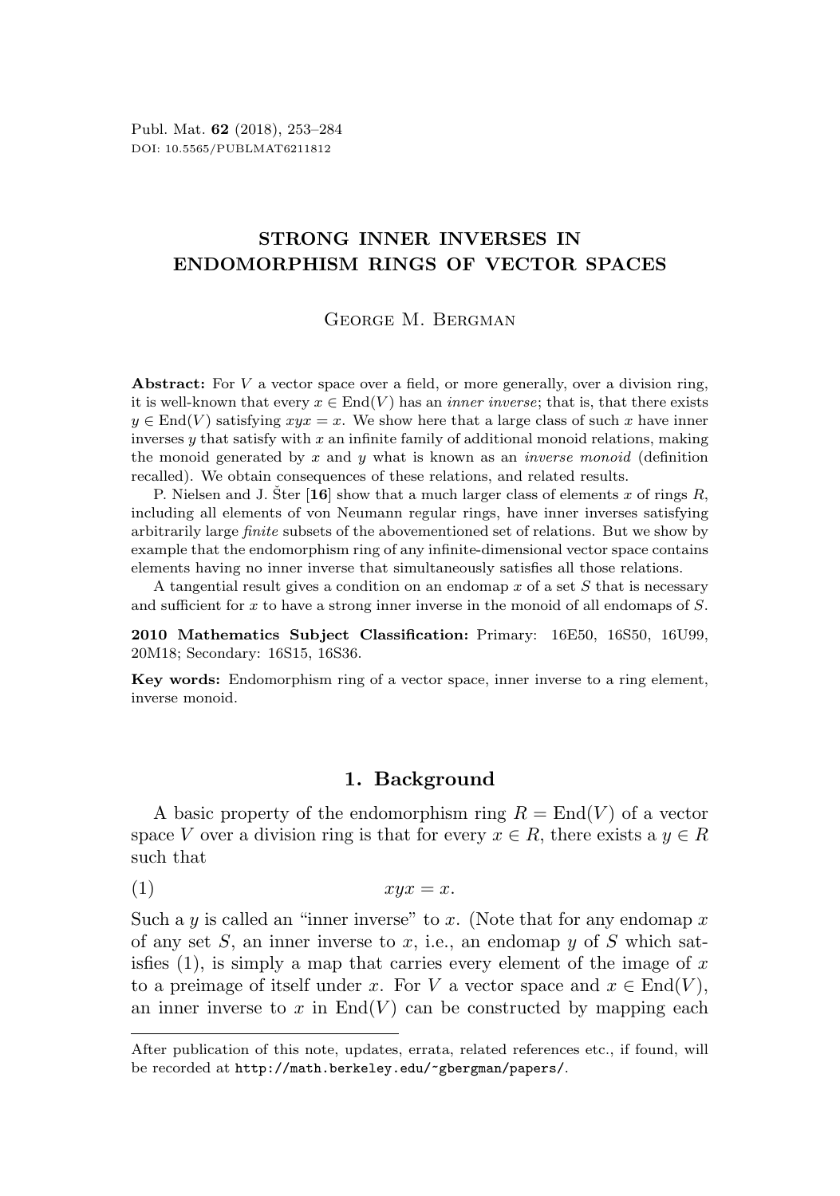# STRONG INNER INVERSES IN ENDOMORPHISM RINGS OF VECTOR SPACES

George M. Bergman

**Abstract:** For $V$ a vector space over a field, or more generally, over a division ring, it is well-known that every $x \in \mathrm{End}(V)$ has an *inner inverse*; that is, that there exists $y \in \mathrm{End}(V)$ satisfying $xyx = x$. We show here that a large class of such $x$ have inner inverses $y$ that satisfy with $x$ an infinite family of additional monoid relations, making the monoid generated by $x$ and $y$ what is known as an *inverse monoid* (definition recalled). We obtain consequences of these relations, and related results.

P. Nielsen and J. Šter [**16**] show that a much larger class of elements $x$ of rings $R$, including all elements of von Neumann regular rings, have inner inverses satisfying arbitrarily large *finite* subsets of the abovementioned set of relations. But we show by example that the endomorphism ring of any infinite-dimensional vector space contains elements having no inner inverse that simultaneously satisfies all those relations.

A tangential result gives a condition on an endomap $x$ of a set $S$ that is necessary and sufficient for $x$ to have a strong inner inverse in the monoid of all endomaps of $S$.

**2010 Mathematics Subject Classification:** Primary: 16E50, 16S50, 16U99, 20M18; Secondary: 16S15, 16S36.

**Key words:** Endomorphism ring of a vector space, inner inverse to a ring element, inverse monoid.

## 1. Background

A basic property of the endomorphism ring $R = \mathrm{End}(V)$ of a vector space $V$ over a division ring is that for every $x \in R$, there exists a $y \in R$ such that

$$xyx = x. \tag{1}$$

Such a $y$ is called an "inner inverse" to $x$. (Note that for any endomap $x$ of any set $S$, an inner inverse to $x$, i.e., an endomap $y$ of $S$ which satisfies (1), is simply a map that carries every element of the image of $x$ to a preimage of itself under $x$. For $V$ a vector space and $x \in \mathrm{End}(V)$, an inner inverse to $x$ in $\mathrm{End}(V)$ can be constructed by mapping each

---

After publication of this note, updates, errata, related references etc., if found, will be recorded at http://math.berkeley.edu/~gbergman/papers/.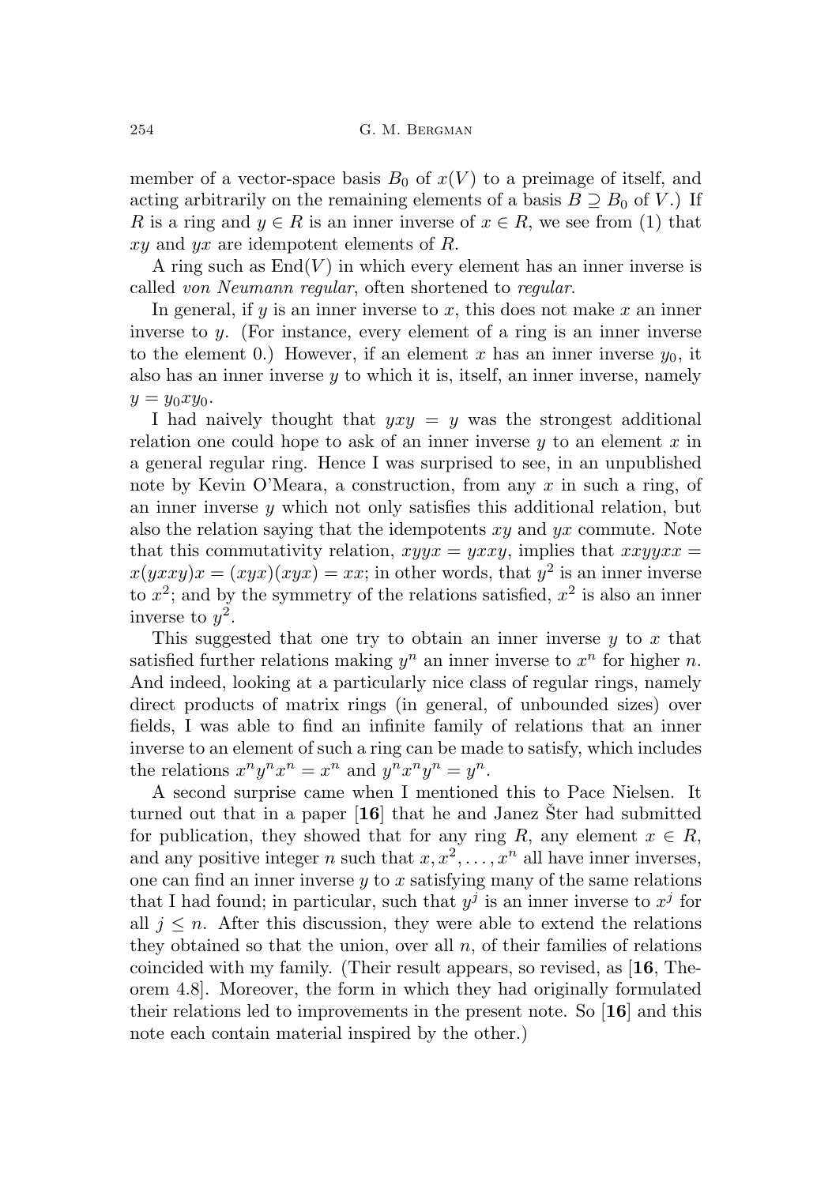member of a vector-space basis $B_0$ of $x(V)$ to a preimage of itself, and acting arbitrarily on the remaining elements of a basis $B \supseteq B_0$ of $V$.) If $R$ is a ring and $y \in R$ is an inner inverse of $x \in R$, we see from (1) that $xy$ and $yx$ are idempotent elements of $R$.

A ring such as $\mathrm{End}(V)$ in which every element has an inner inverse is called *von Neumann regular*, often shortened to *regular*.

In general, if $y$ is an inner inverse to $x$, this does not make $x$ an inner inverse to $y$. (For instance, every element of a ring is an inner inverse to the element 0.) However, if an element $x$ has an inner inverse $y_0$, it also has an inner inverse $y$ to which it is, itself, an inner inverse, namely $y = y_0 x y_0$.

I had naively thought that $yxy = y$ was the strongest additional relation one could hope to ask of an inner inverse $y$ to an element $x$ in a general regular ring. Hence I was surprised to see, in an unpublished note by Kevin O'Meara, a construction, from any $x$ in such a ring, of an inner inverse $y$ which not only satisfies this additional relation, but also the relation saying that the idempotents $xy$ and $yx$ commute. Note that this commutativity relation, $xyyx = yxxy$, implies that $xxyyxx = x(yxxy)x = (xyx)(xyx) = xx$; in other words, that $y^2$ is an inner inverse to $x^2$; and by the symmetry of the relations satisfied, $x^2$ is also an inner inverse to $y^2$.

This suggested that one try to obtain an inner inverse $y$ to $x$ that satisfied further relations making $y^n$ an inner inverse to $x^n$ for higher $n$. And indeed, looking at a particularly nice class of regular rings, namely direct products of matrix rings (in general, of unbounded sizes) over fields, I was able to find an infinite family of relations that an inner inverse to an element of such a ring can be made to satisfy, which includes the relations $x^n y^n x^n = x^n$ and $y^n x^n y^n = y^n$.

A second surprise came when I mentioned this to Pace Nielsen. It turned out that in a paper [**16**] that he and Janez Šter had submitted for publication, they showed that for any ring $R$, any element $x \in R$, and any positive integer $n$ such that $x, x^2, \ldots, x^n$ all have inner inverses, one can find an inner inverse $y$ to $x$ satisfying many of the same relations that I had found; in particular, such that $y^j$ is an inner inverse to $x^j$ for all $j \leq n$. After this discussion, they were able to extend the relations they obtained so that the union, over all $n$, of their families of relations coincided with my family. (Their result appears, so revised, as [**16**, Theorem 4.8]. Moreover, the form in which they had originally formulated their relations led to improvements in the present note. So [**16**] and this note each contain material inspired by the other.)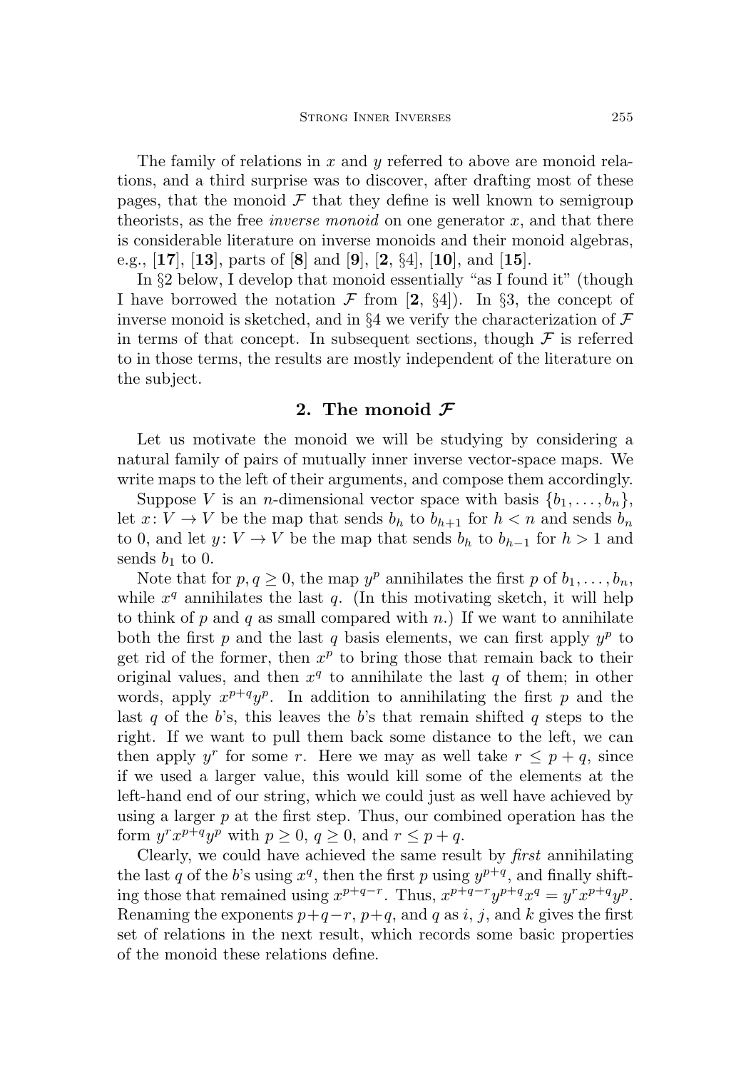The family of relations in $x$ and $y$ referred to above are monoid relations, and a third surprise was to discover, after drafting most of these pages, that the monoid $\mathcal{F}$ that they define is well known to semigroup theorists, as the free *inverse monoid* on one generator $x$, and that there is considerable literature on inverse monoids and their monoid algebras, e.g., [**17**], [**13**], parts of [**8**] and [**9**], [**2**, §4], [**10**], and [**15**].

In §2 below, I develop that monoid essentially "as I found it" (though I have borrowed the notation $\mathcal{F}$ from [**2**, §4]). In §3, the concept of inverse monoid is sketched, and in §4 we verify the characterization of $\mathcal{F}$ in terms of that concept. In subsequent sections, though $\mathcal{F}$ is referred to in those terms, the results are mostly independent of the literature on the subject.

## 2. The monoid $\mathcal{F}$

Let us motivate the monoid we will be studying by considering a natural family of pairs of mutually inner inverse vector-space maps. We write maps to the left of their arguments, and compose them accordingly.

Suppose $V$ is an $n$-dimensional vector space with basis $\{b_1, \dots, b_n\}$, let $x\colon V \to V$ be the map that sends $b_h$ to $b_{h+1}$ for $h < n$ and sends $b_n$ to 0, and let $y\colon V \to V$ be the map that sends $b_h$ to $b_{h-1}$ for $h > 1$ and sends $b_1$ to 0.

Note that for $p, q \geq 0$, the map $y^p$ annihilates the first $p$ of $b_1, \dots, b_n$, while $x^q$ annihilates the last $q$. (In this motivating sketch, it will help to think of $p$ and $q$ as small compared with $n$.) If we want to annihilate both the first $p$ and the last $q$ basis elements, we can first apply $y^p$ to get rid of the former, then $x^p$ to bring those that remain back to their original values, and then $x^q$ to annihilate the last $q$ of them; in other words, apply $x^{p+q}y^p$. In addition to annihilating the first $p$ and the last $q$ of the $b$'s, this leaves the $b$'s that remain shifted $q$ steps to the right. If we want to pull them back some distance to the left, we can then apply $y^r$ for some $r$. Here we may as well take $r \leq p+q$, since if we used a larger value, this would kill some of the elements at the left-hand end of our string, which we could just as well have achieved by using a larger $p$ at the first step. Thus, our combined operation has the form $y^r x^{p+q} y^p$ with $p \geq 0$, $q \geq 0$, and $r \leq p+q$.

Clearly, we could have achieved the same result by *first* annihilating the last $q$ of the $b$'s using $x^q$, then the first $p$ using $y^{p+q}$, and finally shifting those that remained using $x^{p+q-r}$. Thus, $x^{p+q-r}y^{p+q}x^q = y^r x^{p+q} y^p$. Renaming the exponents $p+q-r$, $p+q$, and $q$ as $i$, $j$, and $k$ gives the first set of relations in the next result, which records some basic properties of the monoid these relations define.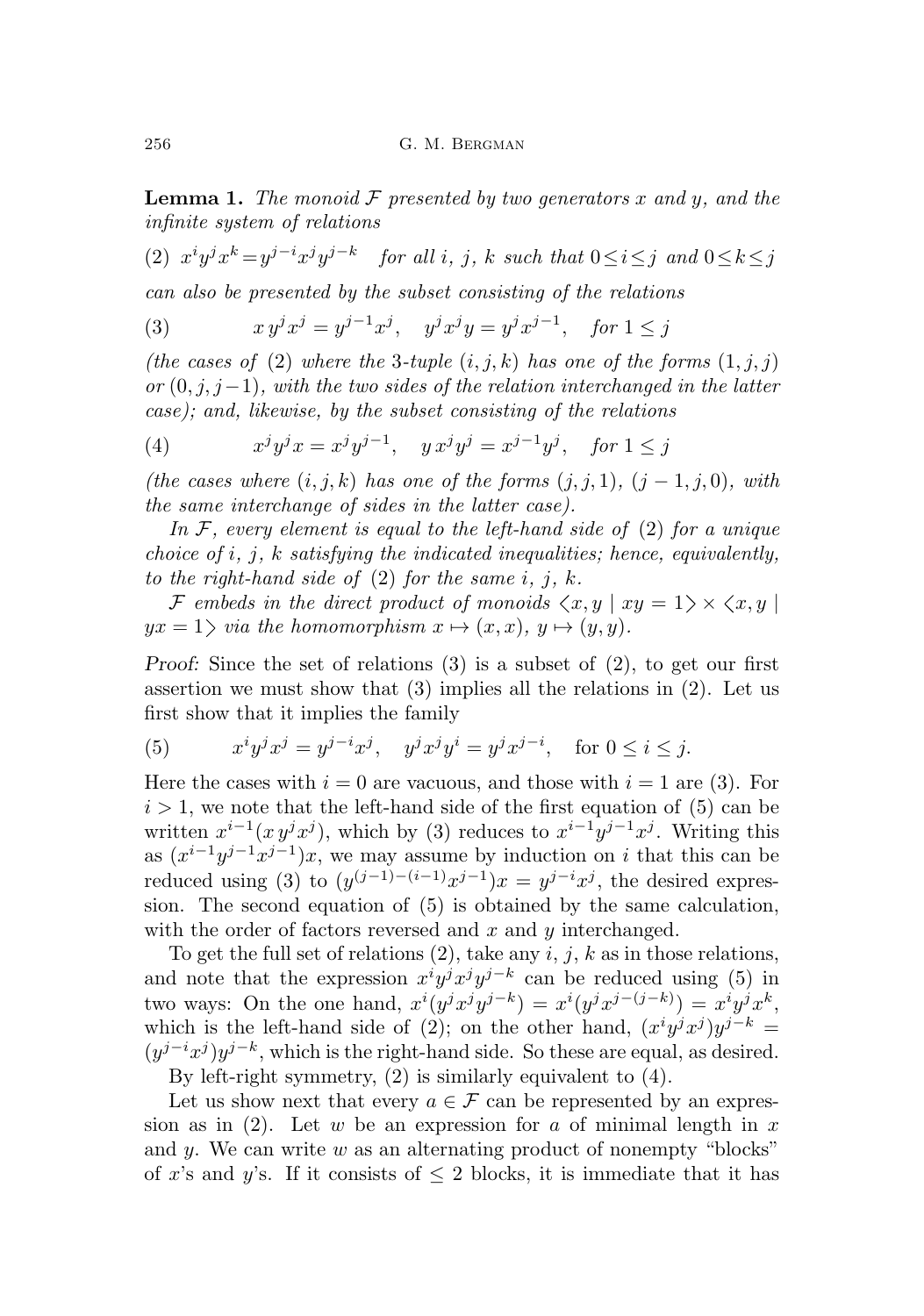**Lemma 1.** *The monoid $\mathcal{F}$ presented by two generators $x$ and $y$, and the infinite system of relations*

(2) $x^i y^j x^k = y^{j-i} x^j y^{j-k}$ *for all $i$, $j$, $k$ such that $0 \leq i \leq j$ and $0 \leq k \leq j$*

*can also be presented by the subset consisting of the relations*

$$(3) \qquad x\, y^j x^j = y^{j-1} x^j, \quad y^j x^j y = y^j x^{j-1}, \quad \text{for } 1 \leq j$$

*(the cases of (2) where the 3-tuple $(i,j,k)$ has one of the forms $(1,j,j)$ or $(0,j,j-1)$, with the two sides of the relation interchanged in the latter case); and, likewise, by the subset consisting of the relations*

$$(4) \qquad x^j y^j x = x^j y^{j-1}, \quad y\, x^j y^j = x^{j-1} y^j, \quad \text{for } 1 \leq j$$

*(the cases where $(i,j,k)$ has one of the forms $(j,j,1)$, $(j-1,j,0)$, with the same interchange of sides in the latter case).*

*In $\mathcal{F}$, every element is equal to the left-hand side of (2) for a unique choice of $i$, $j$, $k$ satisfying the indicated inequalities; hence, equivalently, to the right-hand side of (2) for the same $i$, $j$, $k$.*

*$\mathcal{F}$ embeds in the direct product of monoids $\langle x, y \mid xy = 1 \rangle \times \langle x, y \mid yx = 1 \rangle$ via the homomorphism $x \mapsto (x, x)$, $y \mapsto (y, y)$.*

*Proof:* Since the set of relations (3) is a subset of (2), to get our first assertion we must show that (3) implies all the relations in (2). Let us first show that it implies the family

$$(5) \qquad x^i y^j x^j = y^{j-i} x^j, \quad y^j x^j y^i = y^j x^{j-i}, \quad \text{for } 0 \leq i \leq j.$$

Here the cases with $i = 0$ are vacuous, and those with $i = 1$ are (3). For $i > 1$, we note that the left-hand side of the first equation of (5) can be written $x^{i-1}(x\, y^j x^j)$, which by (3) reduces to $x^{i-1} y^{j-1} x^j$. Writing this as $(x^{i-1} y^{j-1} x^{j-1})x$, we may assume by induction on $i$ that this can be reduced using (3) to $(y^{(j-1)-(i-1)} x^{j-1})x = y^{j-i} x^j$, the desired expression. The second equation of (5) is obtained by the same calculation, with the order of factors reversed and $x$ and $y$ interchanged.

To get the full set of relations (2), take any $i$, $j$, $k$ as in those relations, and note that the expression $x^i y^j x^j y^{j-k}$ can be reduced using (5) in two ways: On the one hand, $x^i (y^j x^j y^{j-k}) = x^i (y^j x^{j-(j-k)}) = x^i y^j x^k$, which is the left-hand side of (2); on the other hand, $(x^i y^j x^j) y^{j-k} = (y^{j-i} x^j) y^{j-k}$, which is the right-hand side. So these are equal, as desired.

By left-right symmetry, (2) is similarly equivalent to (4).

Let us show next that every $a \in \mathcal{F}$ can be represented by an expression as in (2). Let $w$ be an expression for $a$ of minimal length in $x$ and $y$. We can write $w$ as an alternating product of nonempty "blocks" of $x$'s and $y$'s. If it consists of $\leq 2$ blocks, it is immediate that it has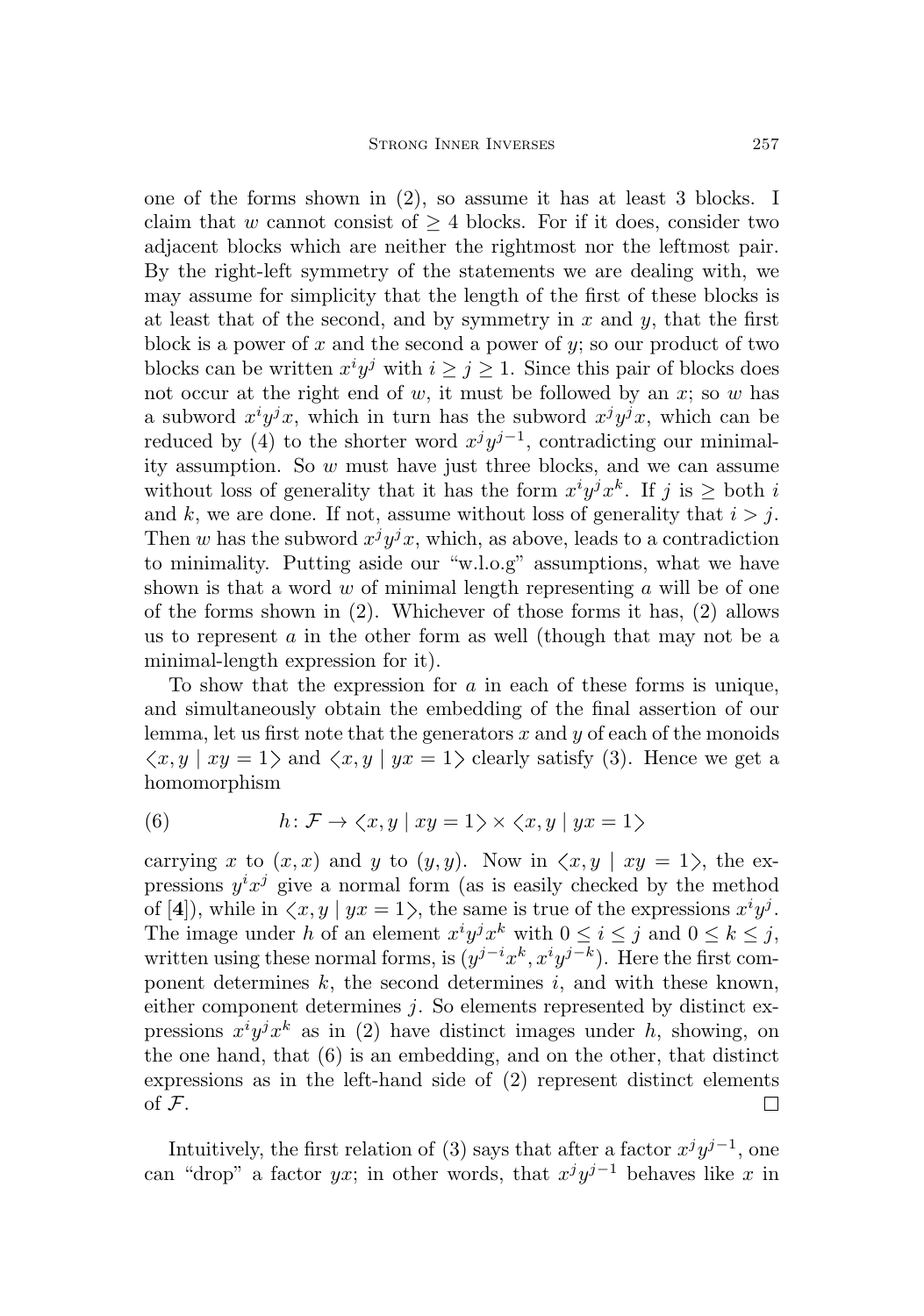one of the forms shown in (2), so assume it has at least 3 blocks. I claim that $w$ cannot consist of $\geq 4$ blocks. For if it does, consider two adjacent blocks which are neither the rightmost nor the leftmost pair. By the right-left symmetry of the statements we are dealing with, we may assume for simplicity that the length of the first of these blocks is at least that of the second, and by symmetry in $x$ and $y$, that the first block is a power of $x$ and the second a power of $y$; so our product of two blocks can be written $x^i y^j$ with $i \geq j \geq 1$. Since this pair of blocks does not occur at the right end of $w$, it must be followed by an $x$; so $w$ has a subword $x^i y^j x$, which in turn has the subword $x^j y^j x$, which can be reduced by (4) to the shorter word $x^j y^{j-1}$, contradicting our minimality assumption. So $w$ must have just three blocks, and we can assume without loss of generality that it has the form $x^i y^j x^k$. If $j$ is $\geq$ both $i$ and $k$, we are done. If not, assume without loss of generality that $i > j$. Then $w$ has the subword $x^j y^j x$, which, as above, leads to a contradiction to minimality. Putting aside our "w.l.o.g" assumptions, what we have shown is that a word $w$ of minimal length representing $a$ will be of one of the forms shown in (2). Whichever of those forms it has, (2) allows us to represent $a$ in the other form as well (though that may not be a minimal-length expression for it).

To show that the expression for $a$ in each of these forms is unique, and simultaneously obtain the embedding of the final assertion of our lemma, let us first note that the generators $x$ and $y$ of each of the monoids $\langle x, y \mid xy = 1 \rangle$ and $\langle x, y \mid yx = 1 \rangle$ clearly satisfy (3). Hence we get a homomorphism

$$h \colon \mathcal{F} \to \langle x, y \mid xy = 1 \rangle \times \langle x, y \mid yx = 1 \rangle \tag{6}$$

carrying $x$ to $(x, x)$ and $y$ to $(y, y)$. Now in $\langle x, y \mid xy = 1 \rangle$, the expressions $y^i x^j$ give a normal form (as is easily checked by the method of [**4**]), while in $\langle x, y \mid yx = 1 \rangle$, the same is true of the expressions $x^i y^j$. The image under $h$ of an element $x^i y^j x^k$ with $0 \leq i \leq j$ and $0 \leq k \leq j$, written using these normal forms, is $(y^{j-i} x^k, x^i y^{j-k})$. Here the first component determines $k$, the second determines $i$, and with these known, either component determines $j$. So elements represented by distinct expressions $x^i y^j x^k$ as in (2) have distinct images under $h$, showing, on the one hand, that (6) is an embedding, and on the other, that distinct expressions as in the left-hand side of (2) represent distinct elements of $\mathcal{F}$. □

Intuitively, the first relation of (3) says that after a factor $x^j y^{j-1}$, one can "drop" a factor $yx$; in other words, that $x^j y^{j-1}$ behaves like $x$ in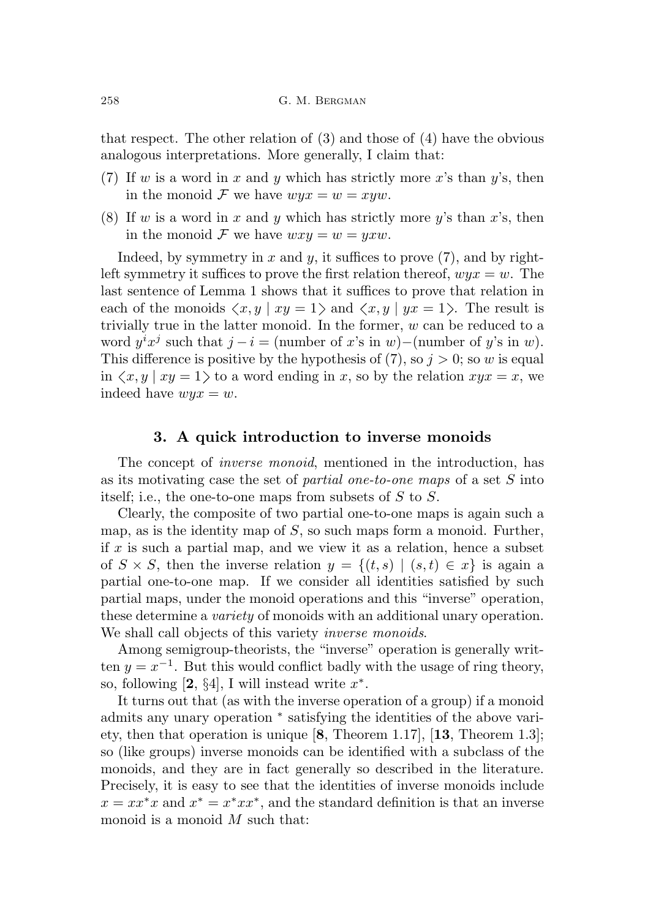that respect. The other relation of (3) and those of (4) have the obvious analogous interpretations. More generally, I claim that:

(7) If $w$ is a word in $x$ and $y$ which has strictly more $x$'s than $y$'s, then in the monoid $\mathcal{F}$ we have $wyx = w = xyw$.

(8) If $w$ is a word in $x$ and $y$ which has strictly more $y$'s than $x$'s, then in the monoid $\mathcal{F}$ we have $wxy = w = yxw$.

Indeed, by symmetry in $x$ and $y$, it suffices to prove (7), and by right-left symmetry it suffices to prove the first relation thereof, $wyx = w$. The last sentence of Lemma 1 shows that it suffices to prove that relation in each of the monoids $\langle x, y \mid xy = 1 \rangle$ and $\langle x, y \mid yx = 1 \rangle$. The result is trivially true in the latter monoid. In the former, $w$ can be reduced to a word $y^i x^j$ such that $j - i =$ (number of $x$'s in $w$)−(number of $y$'s in $w$). This difference is positive by the hypothesis of (7), so $j > 0$; so $w$ is equal in $\langle x, y \mid xy = 1 \rangle$ to a word ending in $x$, so by the relation $xyx = x$, we indeed have $wyx = w$.

## 3. A quick introduction to inverse monoids

The concept of *inverse monoid*, mentioned in the introduction, has as its motivating case the set of *partial one-to-one maps* of a set $S$ into itself; i.e., the one-to-one maps from subsets of $S$ to $S$.

Clearly, the composite of two partial one-to-one maps is again such a map, as is the identity map of $S$, so such maps form a monoid. Further, if $x$ is such a partial map, and we view it as a relation, hence a subset of $S \times S$, then the inverse relation $y = \{(t, s) \mid (s, t) \in x\}$ is again a partial one-to-one map. If we consider all identities satisfied by such partial maps, under the monoid operations and this "inverse" operation, these determine a *variety* of monoids with an additional unary operation. We shall call objects of this variety *inverse monoids*.

Among semigroup-theorists, the "inverse" operation is generally written $y = x^{-1}$. But this would conflict badly with the usage of ring theory, so, following [**2**, §4], I will instead write $x^*$.

It turns out that (as with the inverse operation of a group) if a monoid admits any unary operation $^*$ satisfying the identities of the above variety, then that operation is unique [**8**, Theorem 1.17], [**13**, Theorem 1.3]; so (like groups) inverse monoids can be identified with a subclass of the monoids, and they are in fact generally so described in the literature. Precisely, it is easy to see that the identities of inverse monoids include $x = xx^*x$ and $x^* = x^*xx^*$, and the standard definition is that an inverse monoid is a monoid $M$ such that: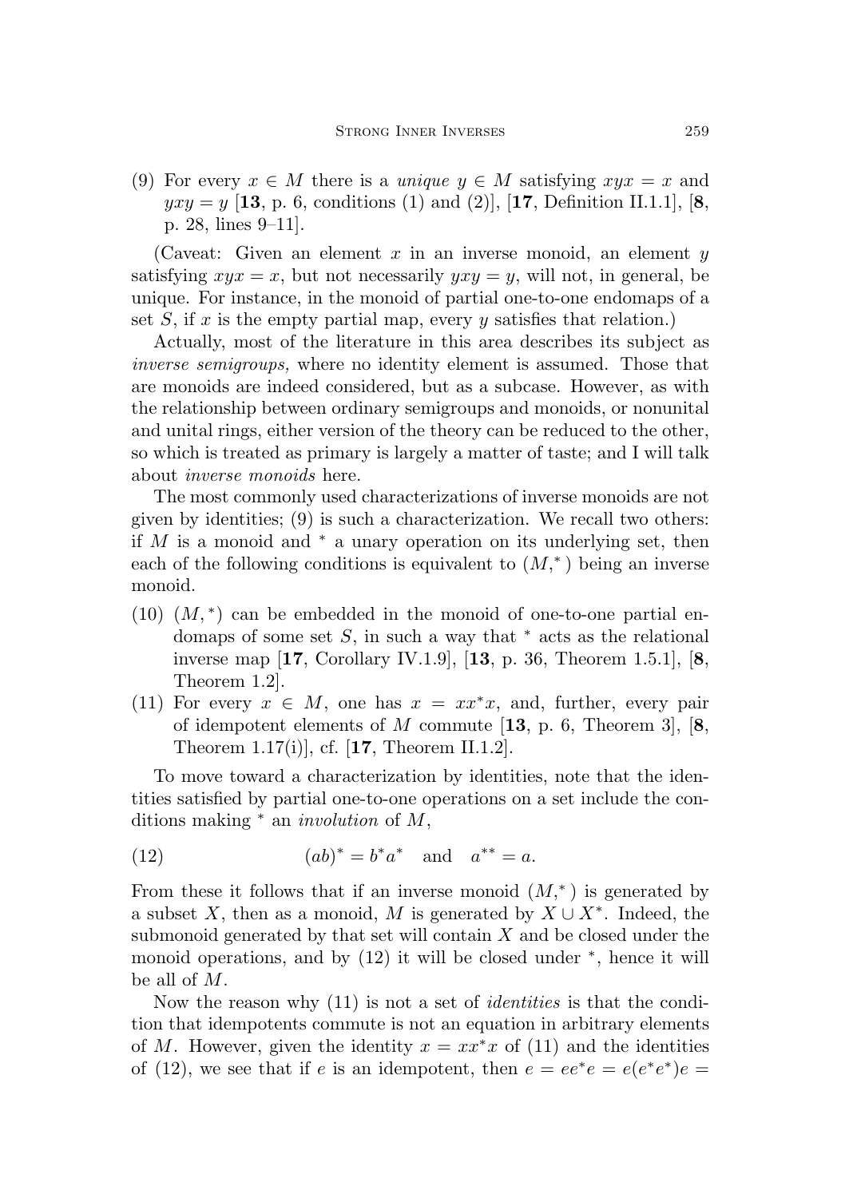(9) For every $x \in M$ there is a *unique* $y \in M$ satisfying $xyx = x$ and $yxy = y$ [**13**, p. 6, conditions (1) and (2)], [**17**, Definition II.1.1], [**8**, p. 28, lines 9–11].

(Caveat: Given an element $x$ in an inverse monoid, an element $y$ satisfying $xyx = x$, but not necessarily $yxy = y$, will not, in general, be unique. For instance, in the monoid of partial one-to-one endomaps of a set $S$, if $x$ is the empty partial map, every $y$ satisfies that relation.)

Actually, most of the literature in this area describes its subject as *inverse semigroups,* where no identity element is assumed. Those that are monoids are indeed considered, but as a subcase. However, as with the relationship between ordinary semigroups and monoids, or nonunital and unital rings, either version of the theory can be reduced to the other, so which is treated as primary is largely a matter of taste; and I will talk about *inverse monoids* here.

The most commonly used characterizations of inverse monoids are not given by identities; (9) is such a characterization. We recall two others: if $M$ is a monoid and $^*$ a unary operation on its underlying set, then each of the following conditions is equivalent to $(M,^*)$ being an inverse monoid.

(10) $(M,^*)$ can be embedded in the monoid of one-to-one partial endomaps of some set $S$, in such a way that $^*$ acts as the relational inverse map [**17**, Corollary IV.1.9], [**13**, p. 36, Theorem 1.5.1], [**8**, Theorem 1.2].

(11) For every $x \in M$, one has $x = xx^*x$, and, further, every pair of idempotent elements of $M$ commute [**13**, p. 6, Theorem 3], [**8**, Theorem 1.17(i)], cf. [**17**, Theorem II.1.2].

To move toward a characterization by identities, note that the identities satisfied by partial one-to-one operations on a set include the conditions making $^*$ an *involution* of $M$,

$$(ab)^* = b^*a^* \quad \text{and} \quad a^{**} = a. \tag{12}$$

From these it follows that if an inverse monoid $(M,^*)$ is generated by a subset $X$, then as a monoid, $M$ is generated by $X \cup X^*$. Indeed, the submonoid generated by that set will contain $X$ and be closed under the monoid operations, and by (12) it will be closed under $^*$, hence it will be all of $M$.

Now the reason why (11) is not a set of *identities* is that the condition that idempotents commute is not an equation in arbitrary elements of $M$. However, given the identity $x = xx^*x$ of (11) and the identities of (12), we see that if $e$ is an idempotent, then $e = ee^*e = e(e^*e^*)e =$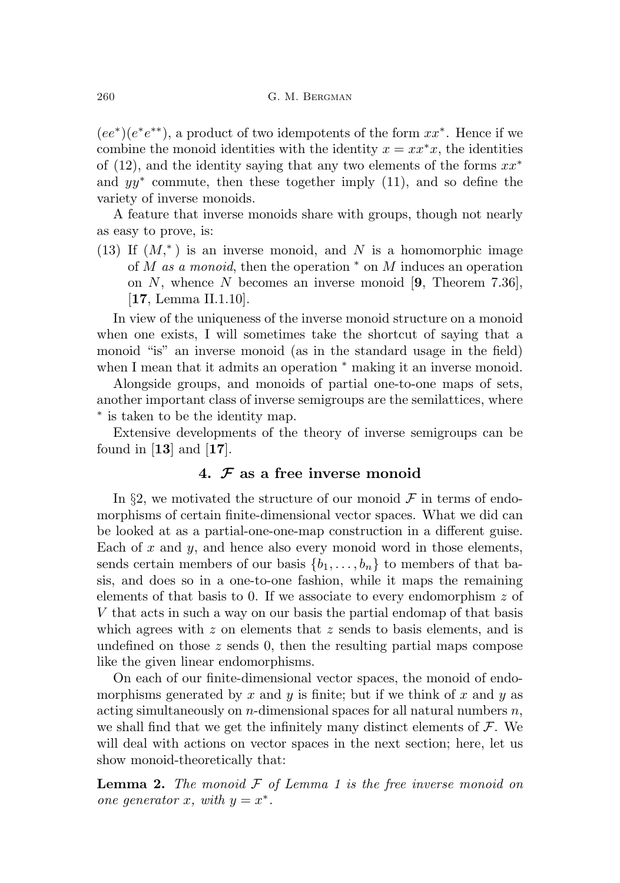$(ee^*)(e^*e^{**})$, a product of two idempotents of the form $xx^*$. Hence if we combine the monoid identities with the identity $x = xx^*x$, the identities of (12), and the identity saying that any two elements of the forms $xx^*$ and $yy^*$ commute, then these together imply (11), and so define the variety of inverse monoids.

A feature that inverse monoids share with groups, though not nearly as easy to prove, is:

(13) If $(M,^*)$ is an inverse monoid, and $N$ is a homomorphic image of $M$ *as a monoid*, then the operation $^*$ on $M$ induces an operation on $N$, whence $N$ becomes an inverse monoid [**9**, Theorem 7.36], [**17**, Lemma II.1.10].

In view of the uniqueness of the inverse monoid structure on a monoid when one exists, I will sometimes take the shortcut of saying that a monoid "is" an inverse monoid (as in the standard usage in the field) when I mean that it admits an operation $^*$ making it an inverse monoid.

Alongside groups, and monoids of partial one-to-one maps of sets, another important class of inverse semigroups are the semilattices, where $^*$ is taken to be the identity map.

Extensive developments of the theory of inverse semigroups can be found in [**13**] and [**17**].

## 4. $\mathcal{F}$ as a free inverse monoid

In §2, we motivated the structure of our monoid $\mathcal{F}$ in terms of endomorphisms of certain finite-dimensional vector spaces. What we did can be looked at as a partial-one-one-map construction in a different guise. Each of $x$ and $y$, and hence also every monoid word in those elements, sends certain members of our basis $\{b_1, \ldots, b_n\}$ to members of that basis, and does so in a one-to-one fashion, while it maps the remaining elements of that basis to 0. If we associate to every endomorphism $z$ of $V$ that acts in such a way on our basis the partial endomap of that basis which agrees with $z$ on elements that $z$ sends to basis elements, and is undefined on those $z$ sends 0, then the resulting partial maps compose like the given linear endomorphisms.

On each of our finite-dimensional vector spaces, the monoid of endomorphisms generated by $x$ and $y$ is finite; but if we think of $x$ and $y$ as acting simultaneously on $n$-dimensional spaces for all natural numbers $n$, we shall find that we get the infinitely many distinct elements of $\mathcal{F}$. We will deal with actions on vector spaces in the next section; here, let us show monoid-theoretically that:

**Lemma 2.** *The monoid $\mathcal{F}$ of Lemma 1 is the free inverse monoid on one generator $x$, with $y = x^*$.*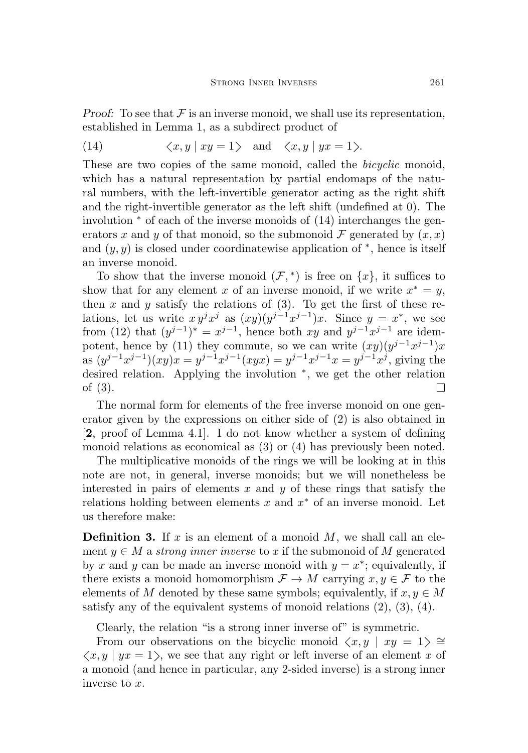*Proof:* To see that $\mathcal{F}$ is an inverse monoid, we shall use its representation, established in Lemma 1, as a subdirect product of

$$\langle x, y \mid xy = 1 \rangle \quad \text{and} \quad \langle x, y \mid yx = 1 \rangle. \tag{14}$$

These are two copies of the same monoid, called the *bicyclic* monoid, which has a natural representation by partial endomaps of the natural numbers, with the left-invertible generator acting as the right shift and the right-invertible generator as the left shift (undefined at 0). The involution $^*$ of each of the inverse monoids of (14) interchanges the generators $x$ and $y$ of that monoid, so the submonoid $\mathcal{F}$ generated by $(x, x)$ and $(y, y)$ is closed under coordinatewise application of $^*$, hence is itself an inverse monoid.

To show that the inverse monoid $(\mathcal{F}, ^*)$ is free on $\{x\}$, it suffices to show that for any element $x$ of an inverse monoid, if we write $x^* = y$, then $x$ and $y$ satisfy the relations of (3). To get the first of these relations, let us write $x\, y^j x^j$ as $(xy)(y^{j-1}x^{j-1})x$. Since $y = x^*$, we see from (12) that $(y^{j-1})^* = x^{j-1}$, hence both $xy$ and $y^{j-1}x^{j-1}$ are idempotent, hence by (11) they commute, so we can write $(xy)(y^{j-1}x^{j-1})x$ as $(y^{j-1}x^{j-1})(xy)x = y^{j-1}x^{j-1}(xyx) = y^{j-1}x^{j-1}x = y^{j-1}x^j$, giving the desired relation. Applying the involution $^*$, we get the other relation of (3). $\square$

The normal form for elements of the free inverse monoid on one generator given by the expressions on either side of (2) is also obtained in [**2**, proof of Lemma 4.1]. I do not know whether a system of defining monoid relations as economical as (3) or (4) has previously been noted.

The multiplicative monoids of the rings we will be looking at in this note are not, in general, inverse monoids; but we will nonetheless be interested in pairs of elements $x$ and $y$ of these rings that satisfy the relations holding between elements $x$ and $x^*$ of an inverse monoid. Let us therefore make:

**Definition 3.** If $x$ is an element of a monoid $M$, we shall call an element $y \in M$ a *strong inner inverse* to $x$ if the submonoid of $M$ generated by $x$ and $y$ can be made an inverse monoid with $y = x^*$; equivalently, if there exists a monoid homomorphism $\mathcal{F} \to M$ carrying $x, y \in \mathcal{F}$ to the elements of $M$ denoted by these same symbols; equivalently, if $x, y \in M$ satisfy any of the equivalent systems of monoid relations (2), (3), (4).

Clearly, the relation "is a strong inner inverse of" is symmetric.

From our observations on the bicyclic monoid $\langle x, y \mid xy = 1 \rangle \cong \langle x, y \mid yx = 1 \rangle$, we see that any right or left inverse of an element $x$ of a monoid (and hence in particular, any 2-sided inverse) is a strong inner inverse to $x$.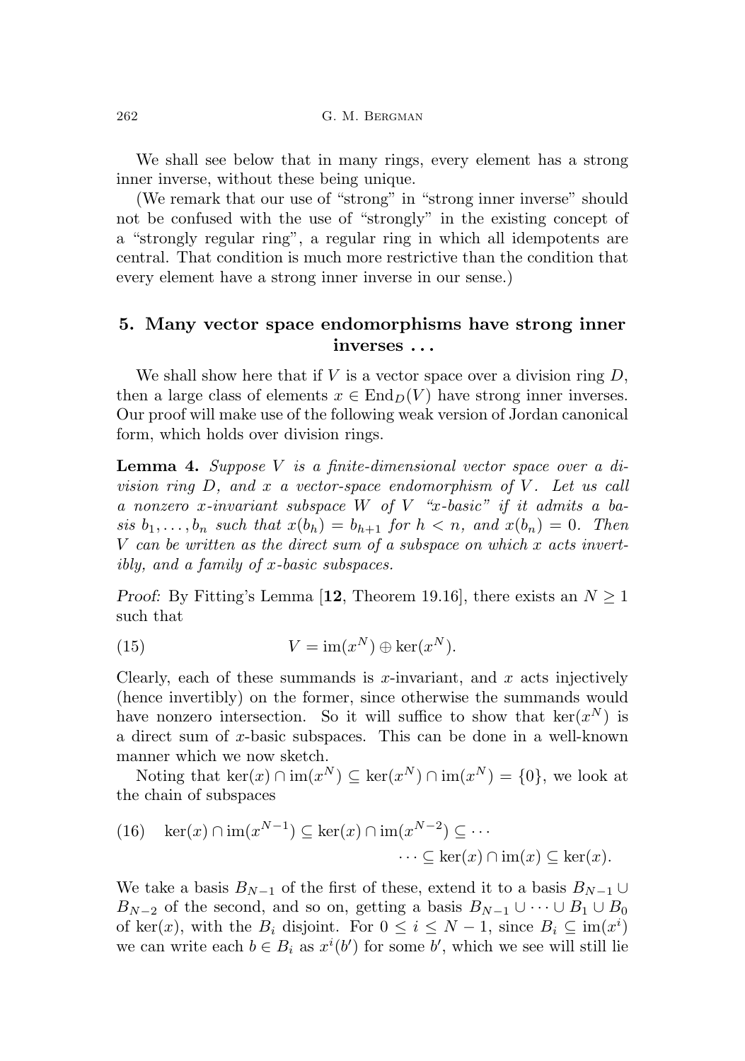We shall see below that in many rings, every element has a strong inner inverse, without these being unique.

(We remark that our use of "strong" in "strong inner inverse" should not be confused with the use of "strongly" in the existing concept of a "strongly regular ring", a regular ring in which all idempotents are central. That condition is much more restrictive than the condition that every element have a strong inner inverse in our sense.)

## 5. Many vector space endomorphisms have strong inner inverses . . .

We shall show here that if $V$ is a vector space over a division ring $D$, then a large class of elements $x \in \mathrm{End}_D(V)$ have strong inner inverses. Our proof will make use of the following weak version of Jordan canonical form, which holds over division rings.

**Lemma 4.** *Suppose $V$ is a finite-dimensional vector space over a division ring $D$, and $x$ a vector-space endomorphism of $V$. Let us call a nonzero $x$-invariant subspace $W$ of $V$ "$x$-basic" if it admits a basis $b_1, \dots, b_n$ such that $x(b_h) = b_{h+1}$ for $h < n$, and $x(b_n) = 0$. Then $V$ can be written as the direct sum of a subspace on which $x$ acts invertibly, and a family of $x$-basic subspaces.*

*Proof:* By Fitting's Lemma [**12**, Theorem 19.16], there exists an $N \geq 1$ such that

$$V = \mathrm{im}(x^N) \oplus \ker(x^N). \tag{15}$$

Clearly, each of these summands is $x$-invariant, and $x$ acts injectively (hence invertibly) on the former, since otherwise the summands would have nonzero intersection. So it will suffice to show that $\ker(x^N)$ is a direct sum of $x$-basic subspaces. This can be done in a well-known manner which we now sketch.

Noting that $\ker(x) \cap \mathrm{im}(x^N) \subseteq \ker(x^N) \cap \mathrm{im}(x^N) = \{0\}$, we look at the chain of subspaces

$$\ker(x) \cap \mathrm{im}(x^{N-1}) \subseteq \ker(x) \cap \mathrm{im}(x^{N-2}) \subseteq \cdots \\ \cdots \subseteq \ker(x) \cap \mathrm{im}(x) \subseteq \ker(x). \tag{16}$$

We take a basis $B_{N-1}$ of the first of these, extend it to a basis $B_{N-1} \cup B_{N-2}$ of the second, and so on, getting a basis $B_{N-1} \cup \dots \cup B_1 \cup B_0$ of $\ker(x)$, with the $B_i$ disjoint. For $0 \leq i \leq N-1$, since $B_i \subseteq \mathrm{im}(x^i)$ we can write each $b \in B_i$ as $x^i(b')$ for some $b'$, which we see will still lie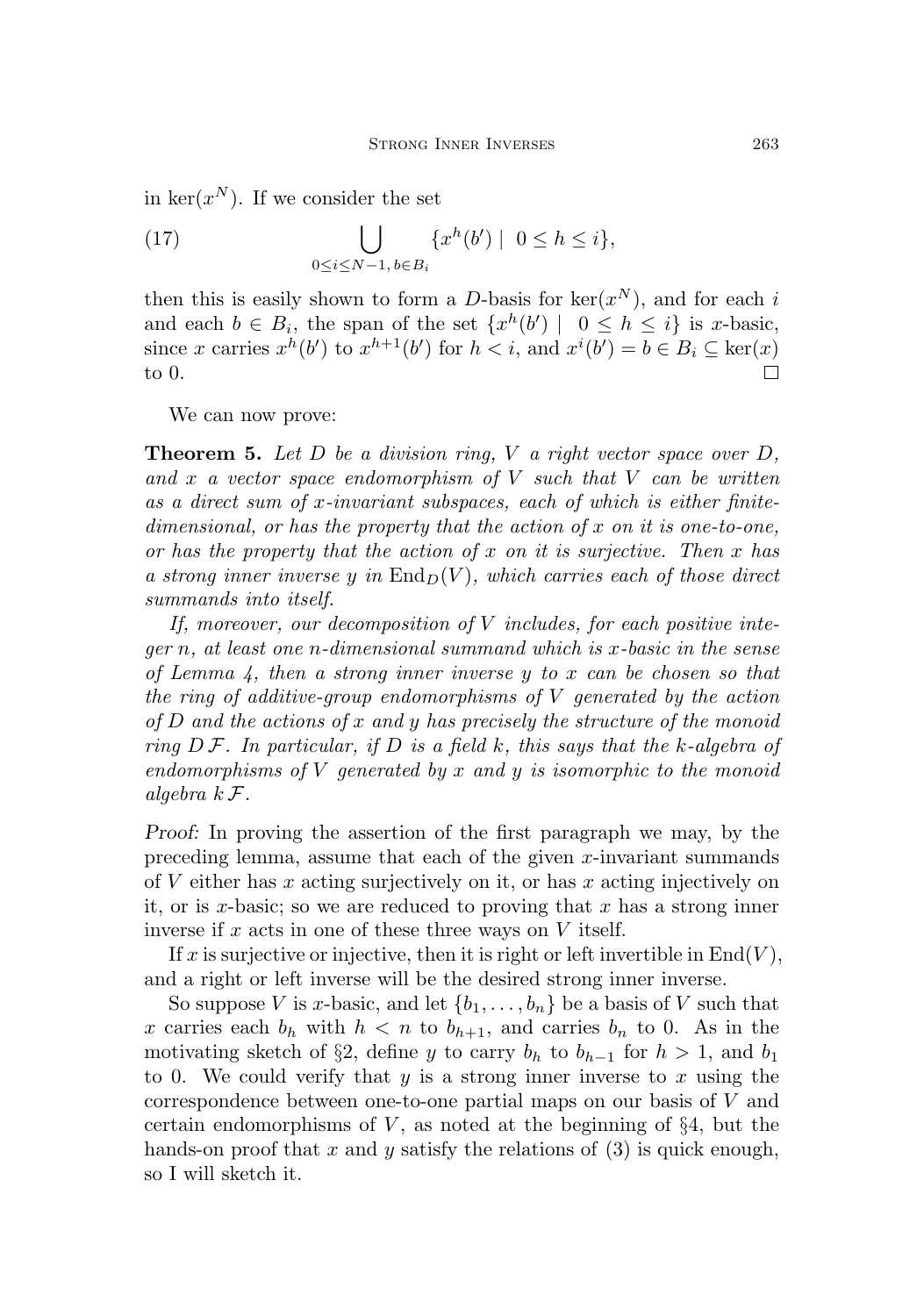in $\ker(x^N)$. If we consider the set

$$\bigcup_{0 \leq i \leq N-1,\, b \in B_i} \{x^h(b') \mid \ 0 \leq h \leq i\}, \tag{17}$$

then this is easily shown to form a $D$-basis for $\ker(x^N)$, and for each $i$ and each $b \in B_i$, the span of the set $\{x^h(b') \mid \ 0 \leq h \leq i\}$ is $x$-basic, since $x$ carries $x^h(b')$ to $x^{h+1}(b')$ for $h < i$, and $x^i(b') = b \in B_i \subseteq \ker(x)$ to 0. □

We can now prove:

**Theorem 5.** *Let $D$ be a division ring, $V$ a right vector space over $D$, and $x$ a vector space endomorphism of $V$ such that $V$ can be written as a direct sum of $x$-invariant subspaces, each of which is either finite-dimensional, or has the property that the action of $x$ on it is one-to-one, or has the property that the action of $x$ on it is surjective. Then $x$ has a strong inner inverse $y$ in $\mathrm{End}_D(V)$, which carries each of those direct summands into itself.*

*If, moreover, our decomposition of $V$ includes, for each positive integer $n$, at least one $n$-dimensional summand which is $x$-basic in the sense of Lemma 4, then a strong inner inverse $y$ to $x$ can be chosen so that the ring of additive-group endomorphisms of $V$ generated by the action of $D$ and the actions of $x$ and $y$ has precisely the structure of the monoid ring $D\,\mathcal{F}$. In particular, if $D$ is a field $k$, this says that the $k$-algebra of endomorphisms of $V$ generated by $x$ and $y$ is isomorphic to the monoid algebra $k\,\mathcal{F}$.*

*Proof:* In proving the assertion of the first paragraph we may, by the preceding lemma, assume that each of the given $x$-invariant summands of $V$ either has $x$ acting surjectively on it, or has $x$ acting injectively on it, or is $x$-basic; so we are reduced to proving that $x$ has a strong inner inverse if $x$ acts in one of these three ways on $V$ itself.

If $x$ is surjective or injective, then it is right or left invertible in $\mathrm{End}(V)$, and a right or left inverse will be the desired strong inner inverse.

So suppose $V$ is $x$-basic, and let $\{b_1, \dots, b_n\}$ be a basis of $V$ such that $x$ carries each $b_h$ with $h < n$ to $b_{h+1}$, and carries $b_n$ to 0. As in the motivating sketch of §2, define $y$ to carry $b_h$ to $b_{h-1}$ for $h > 1$, and $b_1$ to 0. We could verify that $y$ is a strong inner inverse to $x$ using the correspondence between one-to-one partial maps on our basis of $V$ and certain endomorphisms of $V$, as noted at the beginning of §4, but the hands-on proof that $x$ and $y$ satisfy the relations of (3) is quick enough, so I will sketch it.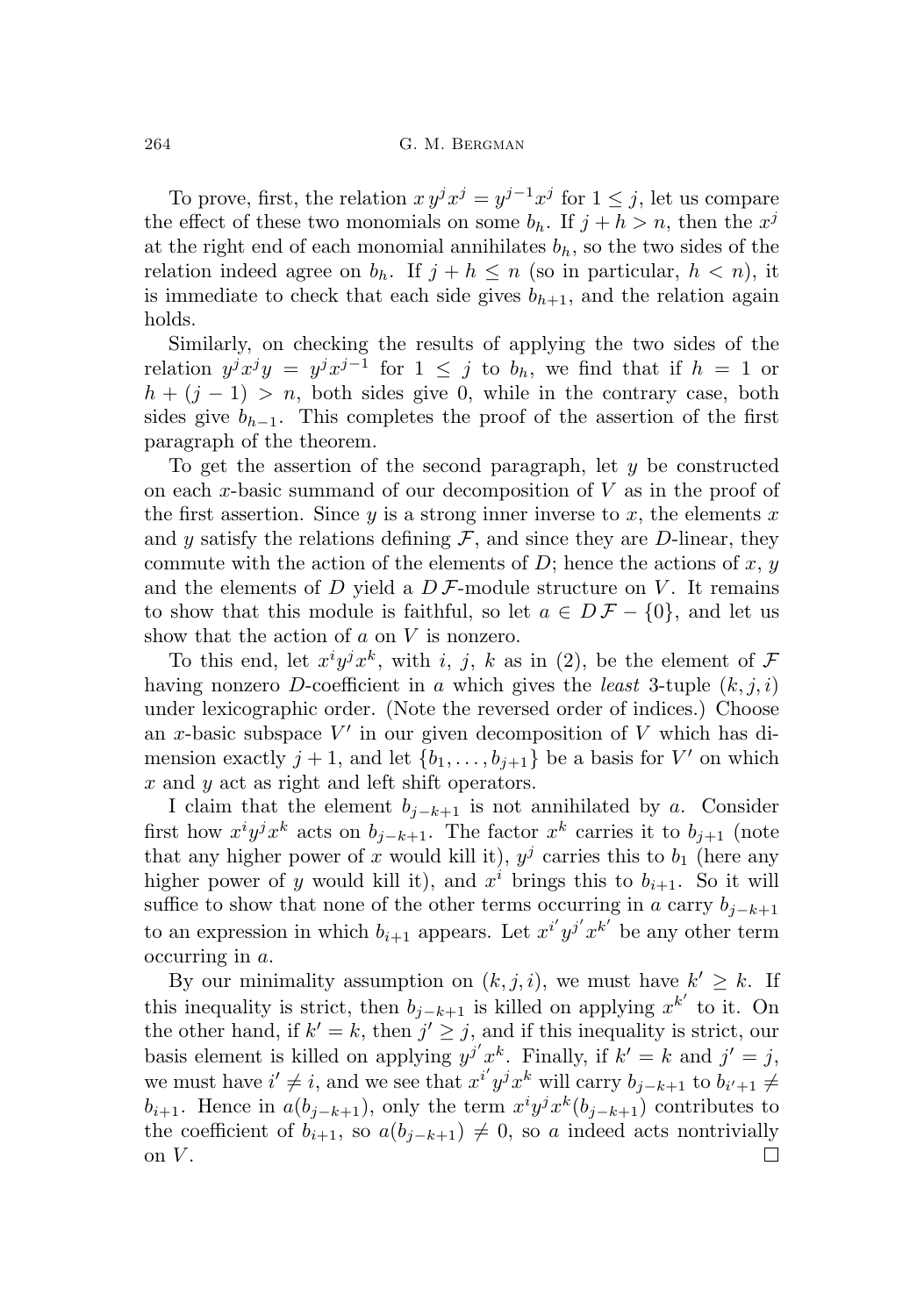To prove, first, the relation $x\,y^j x^j = y^{j-1} x^j$ for $1 \leq j$, let us compare the effect of these two monomials on some $b_h$. If $j + h > n$, then the $x^j$ at the right end of each monomial annihilates $b_h$, so the two sides of the relation indeed agree on $b_h$. If $j + h \leq n$ (so in particular, $h < n$), it is immediate to check that each side gives $b_{h+1}$, and the relation again holds.

Similarly, on checking the results of applying the two sides of the relation $y^j x^j y = y^j x^{j-1}$ for $1 \leq j$ to $b_h$, we find that if $h = 1$ or $h + (j-1) > n$, both sides give 0, while in the contrary case, both sides give $b_{h-1}$. This completes the proof of the assertion of the first paragraph of the theorem.

To get the assertion of the second paragraph, let $y$ be constructed on each $x$-basic summand of our decomposition of $V$ as in the proof of the first assertion. Since $y$ is a strong inner inverse to $x$, the elements $x$ and $y$ satisfy the relations defining $\mathcal{F}$, and since they are $D$-linear, they commute with the action of the elements of $D$; hence the actions of $x$, $y$ and the elements of $D$ yield a $D\,\mathcal{F}$-module structure on $V$. It remains to show that this module is faithful, so let $a \in D\,\mathcal{F} - \{0\}$, and let us show that the action of $a$ on $V$ is nonzero.

To this end, let $x^i y^j x^k$, with $i$, $j$, $k$ as in (2), be the element of $\mathcal{F}$ having nonzero $D$-coefficient in $a$ which gives the *least* 3-tuple $(k, j, i)$ under lexicographic order. (Note the reversed order of indices.) Choose an $x$-basic subspace $V'$ in our given decomposition of $V$ which has dimension exactly $j + 1$, and let $\{b_1, \ldots, b_{j+1}\}$ be a basis for $V'$ on which $x$ and $y$ act as right and left shift operators.

I claim that the element $b_{j-k+1}$ is not annihilated by $a$. Consider first how $x^i y^j x^k$ acts on $b_{j-k+1}$. The factor $x^k$ carries it to $b_{j+1}$ (note that any higher power of $x$ would kill it), $y^j$ carries this to $b_1$ (here any higher power of $y$ would kill it), and $x^i$ brings this to $b_{i+1}$. So it will suffice to show that none of the other terms occurring in $a$ carry $b_{j-k+1}$ to an expression in which $b_{i+1}$ appears. Let $x^{i'} y^{j'} x^{k'}$ be any other term occurring in $a$.

By our minimality assumption on $(k, j, i)$, we must have $k' \geq k$. If this inequality is strict, then $b_{j-k+1}$ is killed on applying $x^{k'}$ to it. On the other hand, if $k' = k$, then $j' \geq j$, and if this inequality is strict, our basis element is killed on applying $y^{j'} x^k$. Finally, if $k' = k$ and $j' = j$, we must have $i' \neq i$, and we see that $x^{i'} y^j x^k$ will carry $b_{j-k+1}$ to $b_{i'+1} \neq b_{i+1}$. Hence in $a(b_{j-k+1})$, only the term $x^i y^j x^k (b_{j-k+1})$ contributes to the coefficient of $b_{i+1}$, so $a(b_{j-k+1}) \neq 0$, so $a$ indeed acts nontrivially on $V$. $\square$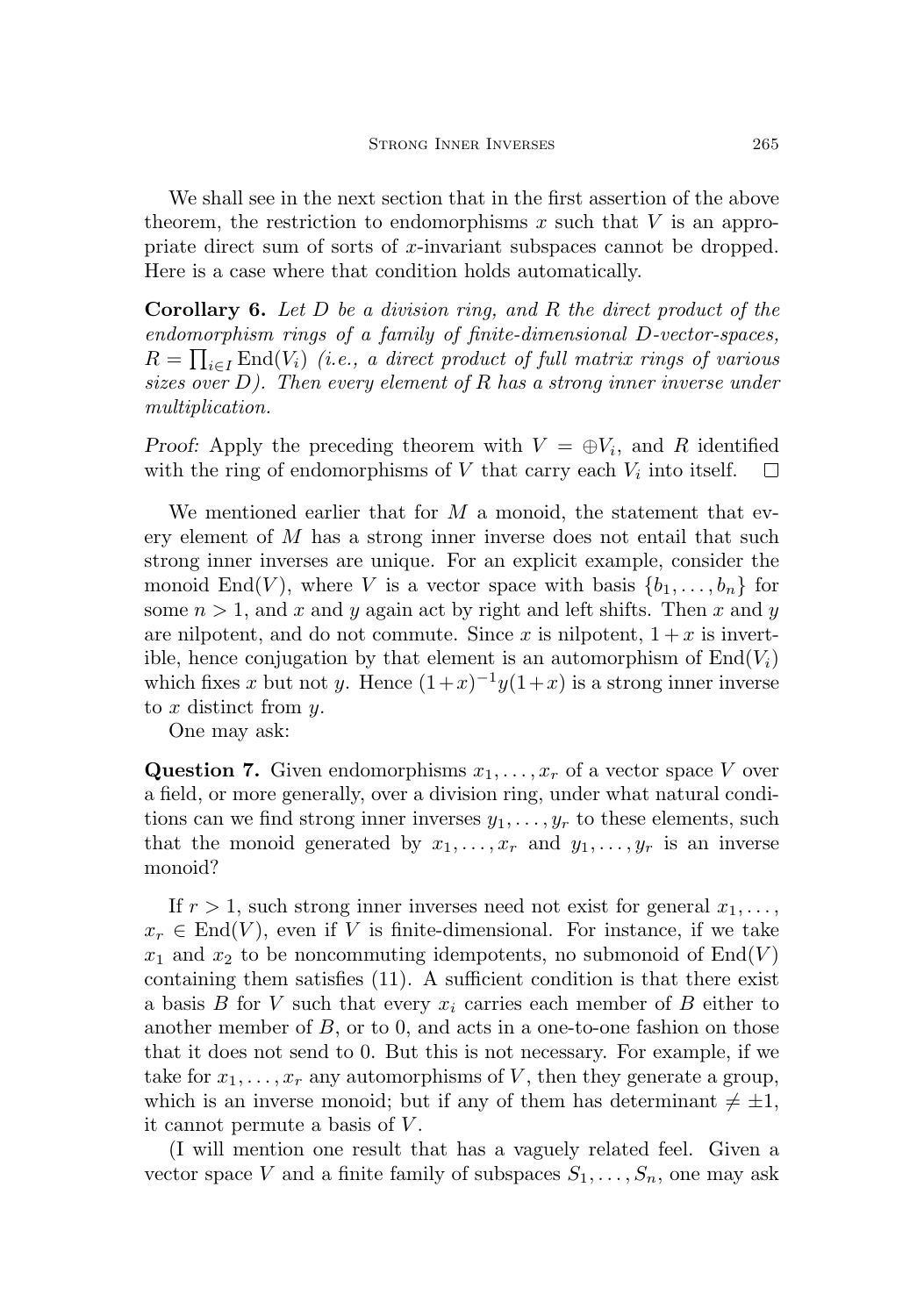We shall see in the next section that in the first assertion of the above theorem, the restriction to endomorphisms $x$ such that $V$ is an appropriate direct sum of sorts of $x$-invariant subspaces cannot be dropped. Here is a case where that condition holds automatically.

**Corollary 6.** *Let $D$ be a division ring, and $R$ the direct product of the endomorphism rings of a family of finite-dimensional $D$-vector-spaces, $R = \prod_{i \in I} \mathrm{End}(V_i)$ (i.e., a direct product of full matrix rings of various sizes over $D$). Then every element of $R$ has a strong inner inverse under multiplication.*

*Proof:* Apply the preceding theorem with $V = \oplus V_i$, and $R$ identified with the ring of endomorphisms of $V$ that carry each $V_i$ into itself. $\square$

We mentioned earlier that for $M$ a monoid, the statement that every element of $M$ has a strong inner inverse does not entail that such strong inner inverses are unique. For an explicit example, consider the monoid $\mathrm{End}(V)$, where $V$ is a vector space with basis $\{b_1, \dots, b_n\}$ for some $n > 1$, and $x$ and $y$ again act by right and left shifts. Then $x$ and $y$ are nilpotent, and do not commute. Since $x$ is nilpotent, $1 + x$ is invertible, hence conjugation by that element is an automorphism of $\mathrm{End}(V_i)$ which fixes $x$ but not $y$. Hence $(1+x)^{-1}y(1+x)$ is a strong inner inverse to $x$ distinct from $y$.

One may ask:

**Question 7.** Given endomorphisms $x_1, \dots, x_r$ of a vector space $V$ over a field, or more generally, over a division ring, under what natural conditions can we find strong inner inverses $y_1, \dots, y_r$ to these elements, such that the monoid generated by $x_1, \dots, x_r$ and $y_1, \dots, y_r$ is an inverse monoid?

If $r > 1$, such strong inner inverses need not exist for general $x_1, \dots,$ $x_r \in \mathrm{End}(V)$, even if $V$ is finite-dimensional. For instance, if we take $x_1$ and $x_2$ to be noncommuting idempotents, no submonoid of $\mathrm{End}(V)$ containing them satisfies (11). A sufficient condition is that there exist a basis $B$ for $V$ such that every $x_i$ carries each member of $B$ either to another member of $B$, or to 0, and acts in a one-to-one fashion on those that it does not send to 0. But this is not necessary. For example, if we take for $x_1, \dots, x_r$ any automorphisms of $V$, then they generate a group, which is an inverse monoid; but if any of them has determinant $\neq \pm 1$, it cannot permute a basis of $V$.

(I will mention one result that has a vaguely related feel. Given a vector space $V$ and a finite family of subspaces $S_1, \dots, S_n$, one may ask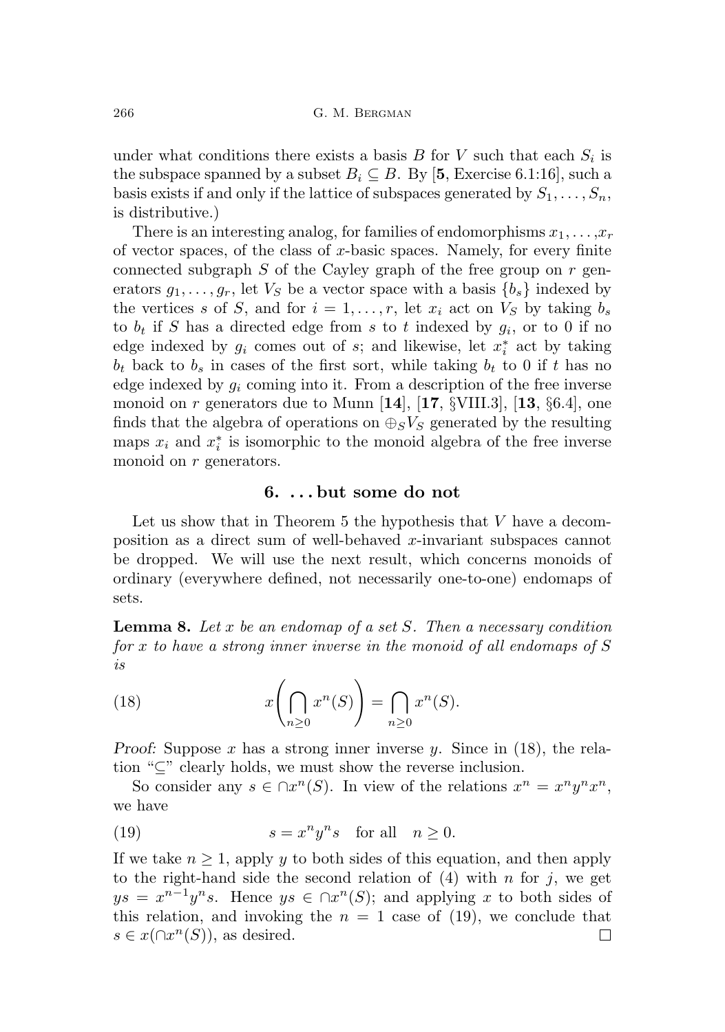under what conditions there exists a basis $B$ for $V$ such that each $S_i$ is the subspace spanned by a subset $B_i \subseteq B$. By [**5**, Exercise 6.1:16], such a basis exists if and only if the lattice of subspaces generated by $S_1, \dots, S_n$, is distributive.)

There is an interesting analog, for families of endomorphisms $x_1, \dots, x_r$ of vector spaces, of the class of $x$-basic spaces. Namely, for every finite connected subgraph $S$ of the Cayley graph of the free group on $r$ generators $g_1, \dots, g_r$, let $V_S$ be a vector space with a basis $\{b_s\}$ indexed by the vertices $s$ of $S$, and for $i = 1, \dots, r$, let $x_i$ act on $V_S$ by taking $b_s$ to $b_t$ if $S$ has a directed edge from $s$ to $t$ indexed by $g_i$, or to 0 if no edge indexed by $g_i$ comes out of $s$; and likewise, let $x_i^*$ act by taking $b_t$ back to $b_s$ in cases of the first sort, while taking $b_t$ to 0 if $t$ has no edge indexed by $g_i$ coming into it. From a description of the free inverse monoid on $r$ generators due to Munn [**14**], [**17**, §VIII.3], [**13**, §6.4], one finds that the algebra of operations on $\oplus_S V_S$ generated by the resulting maps $x_i$ and $x_i^*$ is isomorphic to the monoid algebra of the free inverse monoid on $r$ generators.

## 6. ... but some do not

Let us show that in Theorem 5 the hypothesis that $V$ have a decomposition as a direct sum of well-behaved $x$-invariant subspaces cannot be dropped. We will use the next result, which concerns monoids of ordinary (everywhere defined, not necessarily one-to-one) endomaps of sets.

**Lemma 8.** *Let $x$ be an endomap of a set $S$. Then a necessary condition for $x$ to have a strong inner inverse in the monoid of all endomaps of $S$ is*

$$x\left(\bigcap_{n\geq 0} x^n(S)\right) = \bigcap_{n\geq 0} x^n(S). \tag{18}$$

*Proof:* Suppose $x$ has a strong inner inverse $y$. Since in (18), the relation "$\subseteq$" clearly holds, we must show the reverse inclusion.

So consider any $s \in \cap x^n(S)$. In view of the relations $x^n = x^n y^n x^n$, we have

$$s = x^n y^n s \quad \text{for all} \quad n \geq 0. \tag{19}$$

If we take $n \geq 1$, apply $y$ to both sides of this equation, and then apply to the right-hand side the second relation of (4) with $n$ for $j$, we get $ys = x^{n-1} y^n s$. Hence $ys \in \cap x^n(S)$; and applying $x$ to both sides of this relation, and invoking the $n = 1$ case of (19), we conclude that $s \in x(\cap x^n(S))$, as desired. $\square$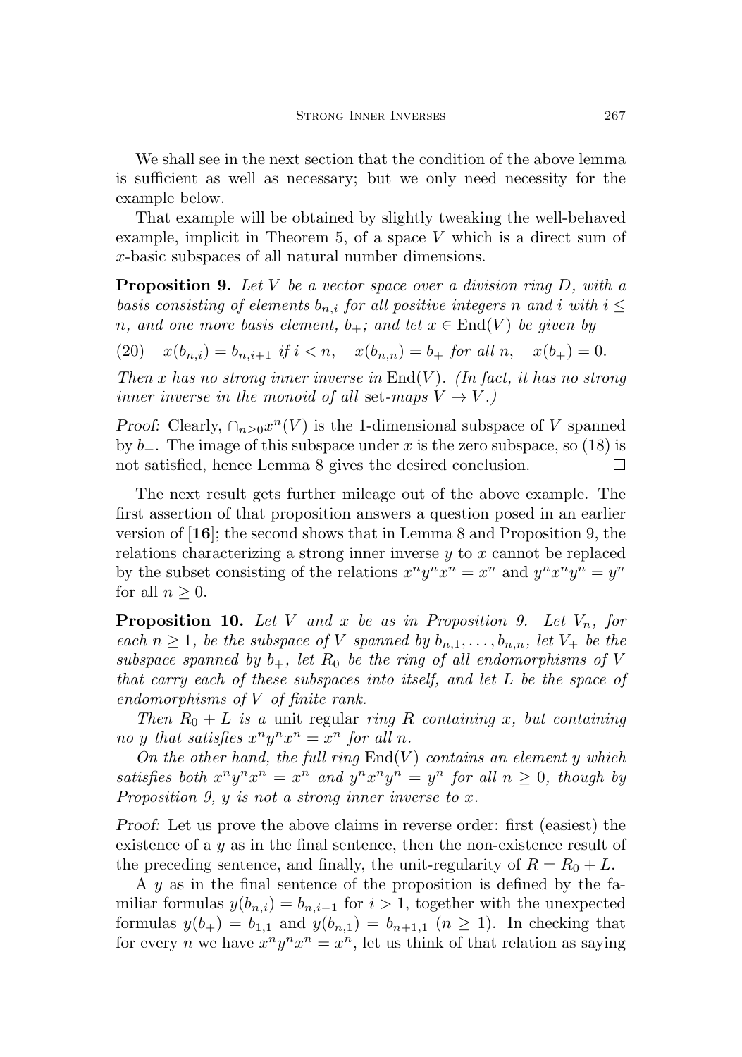We shall see in the next section that the condition of the above lemma is sufficient as well as necessary; but we only need necessity for the example below.

That example will be obtained by slightly tweaking the well-behaved example, implicit in Theorem 5, of a space $V$ which is a direct sum of $x$-basic subspaces of all natural number dimensions.

**Proposition 9.** *Let $V$ be a vector space over a division ring $D$, with a basis consisting of elements $b_{n,i}$ for all positive integers $n$ and $i$ with $i \leq n$, and one more basis element, $b_+$; and let $x \in \mathrm{End}(V)$ be given by*

$$(20) \quad x(b_{n,i}) = b_{n,i+1} \text{ if } i < n, \quad x(b_{n,n}) = b_+ \text{ for all } n, \quad x(b_+) = 0.$$

*Then $x$ has no strong inner inverse in $\mathrm{End}(V)$. (In fact, it has no strong inner inverse in the monoid of all* set-*maps $V \to V$.)*

*Proof:* Clearly, $\cap_{n \geq 0} x^n(V)$ is the 1-dimensional subspace of $V$ spanned by $b_+$. The image of this subspace under $x$ is the zero subspace, so (18) is not satisfied, hence Lemma 8 gives the desired conclusion. $\square$

The next result gets further mileage out of the above example. The first assertion of that proposition answers a question posed in an earlier version of [**16**]; the second shows that in Lemma 8 and Proposition 9, the relations characterizing a strong inner inverse $y$ to $x$ cannot be replaced by the subset consisting of the relations $x^n y^n x^n = x^n$ and $y^n x^n y^n = y^n$ for all $n \geq 0$.

**Proposition 10.** *Let $V$ and $x$ be as in Proposition 9. Let $V_n$, for each $n \geq 1$, be the subspace of $V$ spanned by $b_{n,1}, \dots, b_{n,n}$, let $V_+$ be the subspace spanned by $b_+$, let $R_0$ be the ring of all endomorphisms of $V$ that carry each of these subspaces into itself, and let $L$ be the space of endomorphisms of $V$ of finite rank.*

*Then $R_0 + L$ is a* unit regular *ring $R$ containing $x$, but containing no $y$ that satisfies $x^n y^n x^n = x^n$ for all $n$.*

*On the other hand, the full ring $\mathrm{End}(V)$ contains an element $y$ which satisfies both $x^n y^n x^n = x^n$ and $y^n x^n y^n = y^n$ for all $n \geq 0$, though by Proposition 9, $y$ is not a strong inner inverse to $x$.*

*Proof:* Let us prove the above claims in reverse order: first (easiest) the existence of a $y$ as in the final sentence, then the non-existence result of the preceding sentence, and finally, the unit-regularity of $R = R_0 + L$.

A $y$ as in the final sentence of the proposition is defined by the familiar formulas $y(b_{n,i}) = b_{n,i-1}$ for $i > 1$, together with the unexpected formulas $y(b_+) = b_{1,1}$ and $y(b_{n,1}) = b_{n+1,1}$ $(n \geq 1)$. In checking that for every $n$ we have $x^n y^n x^n = x^n$, let us think of that relation as saying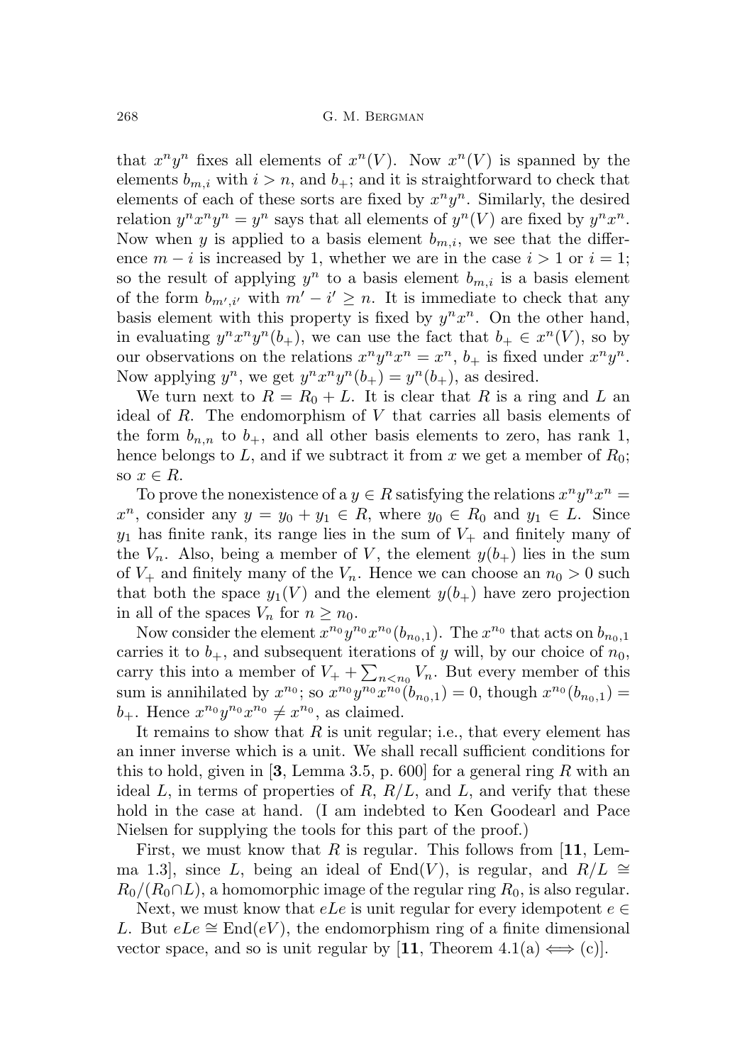that $x^n y^n$ fixes all elements of $x^n(V)$. Now $x^n(V)$ is spanned by the elements $b_{m,i}$ with $i > n$, and $b_+$; and it is straightforward to check that elements of each of these sorts are fixed by $x^n y^n$. Similarly, the desired relation $y^n x^n y^n = y^n$ says that all elements of $y^n(V)$ are fixed by $y^n x^n$. Now when $y$ is applied to a basis element $b_{m,i}$, we see that the difference $m - i$ is increased by 1, whether we are in the case $i > 1$ or $i = 1$; so the result of applying $y^n$ to a basis element $b_{m,i}$ is a basis element of the form $b_{m',i'}$ with $m' - i' \geq n$. It is immediate to check that any basis element with this property is fixed by $y^n x^n$. On the other hand, in evaluating $y^n x^n y^n(b_+)$, we can use the fact that $b_+ \in x^n(V)$, so by our observations on the relations $x^n y^n x^n = x^n$, $b_+$ is fixed under $x^n y^n$. Now applying $y^n$, we get $y^n x^n y^n(b_+) = y^n(b_+)$, as desired.

We turn next to $R = R_0 + L$. It is clear that $R$ is a ring and $L$ an ideal of $R$. The endomorphism of $V$ that carries all basis elements of the form $b_{n,n}$ to $b_+$, and all other basis elements to zero, has rank 1, hence belongs to $L$, and if we subtract it from $x$ we get a member of $R_0$; so $x \in R$.

To prove the nonexistence of a $y \in R$ satisfying the relations $x^n y^n x^n = x^n$, consider any $y = y_0 + y_1 \in R$, where $y_0 \in R_0$ and $y_1 \in L$. Since $y_1$ has finite rank, its range lies in the sum of $V_+$ and finitely many of the $V_n$. Also, being a member of $V$, the element $y(b_+)$ lies in the sum of $V_+$ and finitely many of the $V_n$. Hence we can choose an $n_0 > 0$ such that both the space $y_1(V)$ and the element $y(b_+)$ have zero projection in all of the spaces $V_n$ for $n \geq n_0$.

Now consider the element $x^{n_0} y^{n_0} x^{n_0}(b_{n_0,1})$. The $x^{n_0}$ that acts on $b_{n_0,1}$ carries it to $b_+$, and subsequent iterations of $y$ will, by our choice of $n_0$, carry this into a member of $V_+ + \sum_{n<n_0} V_n$. But every member of this sum is annihilated by $x^{n_0}$; so $x^{n_0} y^{n_0} x^{n_0}(b_{n_0,1}) = 0$, though $x^{n_0}(b_{n_0,1}) = b_+$. Hence $x^{n_0} y^{n_0} x^{n_0} \neq x^{n_0}$, as claimed.

It remains to show that $R$ is unit regular; i.e., that every element has an inner inverse which is a unit. We shall recall sufficient conditions for this to hold, given in [**3**, Lemma 3.5, p. 600] for a general ring $R$ with an ideal $L$, in terms of properties of $R$, $R/L$, and $L$, and verify that these hold in the case at hand. (I am indebted to Ken Goodearl and Pace Nielsen for supplying the tools for this part of the proof.)

First, we must know that $R$ is regular. This follows from [**11**, Lemma 1.3], since $L$, being an ideal of $\mathrm{End}(V)$, is regular, and $R/L \cong R_0/(R_0 \cap L)$, a homomorphic image of the regular ring $R_0$, is also regular.

Next, we must know that $eLe$ is unit regular for every idempotent $e \in L$. But $eLe \cong \mathrm{End}(eV)$, the endomorphism ring of a finite dimensional vector space, and so is unit regular by [**11**, Theorem 4.1(a) $\Longleftrightarrow$ (c)].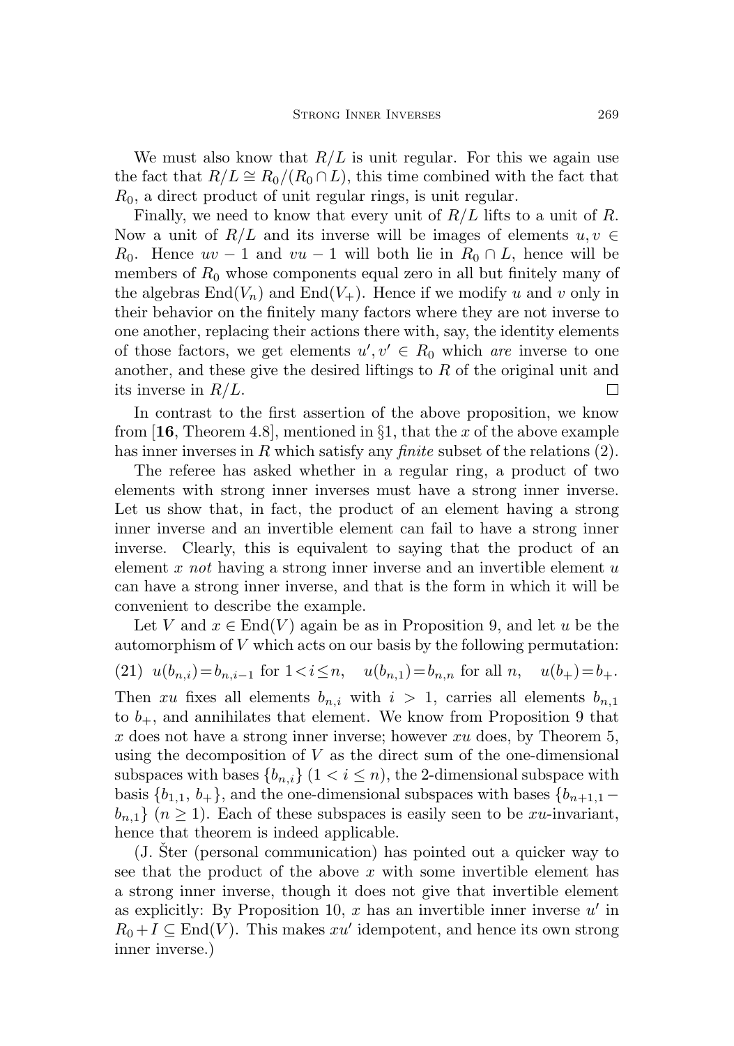We must also know that $R/L$ is unit regular. For this we again use the fact that $R/L \cong R_0/(R_0 \cap L)$, this time combined with the fact that $R_0$, a direct product of unit regular rings, is unit regular.

Finally, we need to know that every unit of $R/L$ lifts to a unit of $R$. Now a unit of $R/L$ and its inverse will be images of elements $u, v \in R_0$. Hence $uv - 1$ and $vu - 1$ will both lie in $R_0 \cap L$, hence will be members of $R_0$ whose components equal zero in all but finitely many of the algebras $\mathrm{End}(V_n)$ and $\mathrm{End}(V_+)$. Hence if we modify $u$ and $v$ only in their behavior on the finitely many factors where they are not inverse to one another, replacing their actions there with, say, the identity elements of those factors, we get elements $u', v' \in R_0$ which *are* inverse to one another, and these give the desired liftings to $R$ of the original unit and its inverse in $R/L$. $\square$

In contrast to the first assertion of the above proposition, we know from [**16**, Theorem 4.8], mentioned in §1, that the $x$ of the above example has inner inverses in $R$ which satisfy any *finite* subset of the relations (2).

The referee has asked whether in a regular ring, a product of two elements with strong inner inverses must have a strong inner inverse. Let us show that, in fact, the product of an element having a strong inner inverse and an invertible element can fail to have a strong inner inverse. Clearly, this is equivalent to saying that the product of an element $x$ *not* having a strong inner inverse and an invertible element $u$ can have a strong inner inverse, and that is the form in which it will be convenient to describe the example.

Let $V$ and $x \in \mathrm{End}(V)$ again be as in Proposition 9, and let $u$ be the automorphism of $V$ which acts on our basis by the following permutation:

$$(21)\quad u(b_{n,i}) = b_{n,i-1} \text{ for } 1 < i \leq n, \quad u(b_{n,1}) = b_{n,n} \text{ for all } n, \quad u(b_+) = b_+.$$

Then $xu$ fixes all elements $b_{n,i}$ with $i > 1$, carries all elements $b_{n,1}$ to $b_+$, and annihilates that element. We know from Proposition 9 that $x$ does not have a strong inner inverse; however $xu$ does, by Theorem 5, using the decomposition of $V$ as the direct sum of the one-dimensional subspaces with bases $\{b_{n,i}\}$ $(1 < i \leq n)$, the 2-dimensional subspace with basis $\{b_{1,1},\, b_+\}$, and the one-dimensional subspaces with bases $\{b_{n+1,1} - b_{n,1}\}$ $(n \geq 1)$. Each of these subspaces is easily seen to be $xu$-invariant, hence that theorem is indeed applicable.

(J. Šter (personal communication) has pointed out a quicker way to see that the product of the above $x$ with some invertible element has a strong inner inverse, though it does not give that invertible element as explicitly: By Proposition 10, $x$ has an invertible inner inverse $u'$ in $R_0 + I \subseteq \mathrm{End}(V)$. This makes $xu'$ idempotent, and hence its own strong inner inverse.)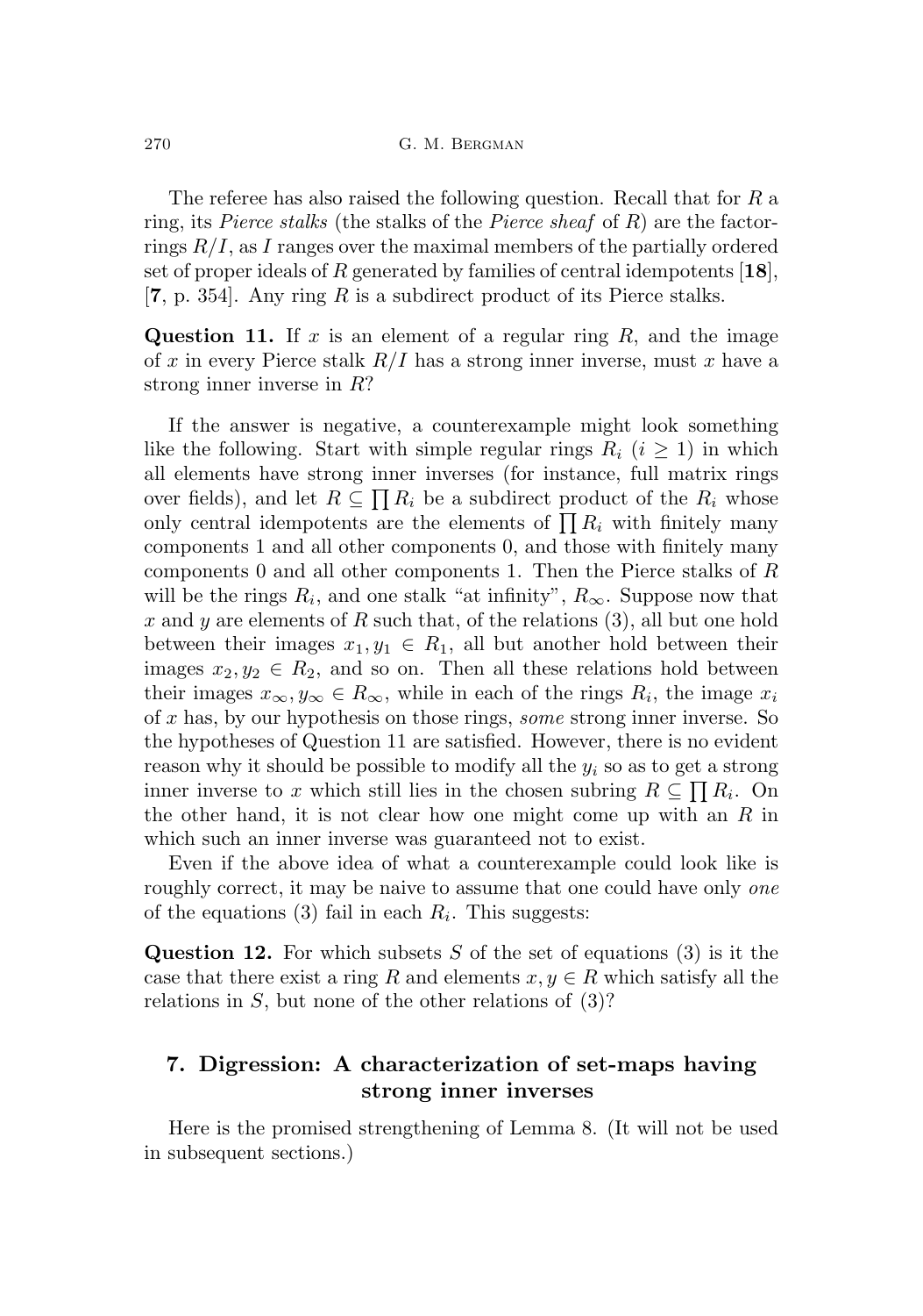The referee has also raised the following question. Recall that for $R$ a ring, its *Pierce stalks* (the stalks of the *Pierce sheaf* of $R$) are the factor-rings $R/I$, as $I$ ranges over the maximal members of the partially ordered set of proper ideals of $R$ generated by families of central idempotents [**18**], [**7**, p. 354]. Any ring $R$ is a subdirect product of its Pierce stalks.

**Question 11.** If $x$ is an element of a regular ring $R$, and the image of $x$ in every Pierce stalk $R/I$ has a strong inner inverse, must $x$ have a strong inner inverse in $R$?

If the answer is negative, a counterexample might look something like the following. Start with simple regular rings $R_i$ ($i \geq 1$) in which all elements have strong inner inverses (for instance, full matrix rings over fields), and let $R \subseteq \prod R_i$ be a subdirect product of the $R_i$ whose only central idempotents are the elements of $\prod R_i$ with finitely many components 1 and all other components 0, and those with finitely many components 0 and all other components 1. Then the Pierce stalks of $R$ will be the rings $R_i$, and one stalk "at infinity", $R_\infty$. Suppose now that $x$ and $y$ are elements of $R$ such that, of the relations (3), all but one hold between their images $x_1, y_1 \in R_1$, all but another hold between their images $x_2, y_2 \in R_2$, and so on. Then all these relations hold between their images $x_\infty, y_\infty \in R_\infty$, while in each of the rings $R_i$, the image $x_i$ of $x$ has, by our hypothesis on those rings, *some* strong inner inverse. So the hypotheses of Question 11 are satisfied. However, there is no evident reason why it should be possible to modify all the $y_i$ so as to get a strong inner inverse to $x$ which still lies in the chosen subring $R \subseteq \prod R_i$. On the other hand, it is not clear how one might come up with an $R$ in which such an inner inverse was guaranteed not to exist.

Even if the above idea of what a counterexample could look like is roughly correct, it may be naive to assume that one could have only *one* of the equations (3) fail in each $R_i$. This suggests:

**Question 12.** For which subsets $S$ of the set of equations (3) is it the case that there exist a ring $R$ and elements $x, y \in R$ which satisfy all the relations in $S$, but none of the other relations of (3)?

## 7. Digression: A characterization of set-maps having strong inner inverses

Here is the promised strengthening of Lemma 8. (It will not be used in subsequent sections.)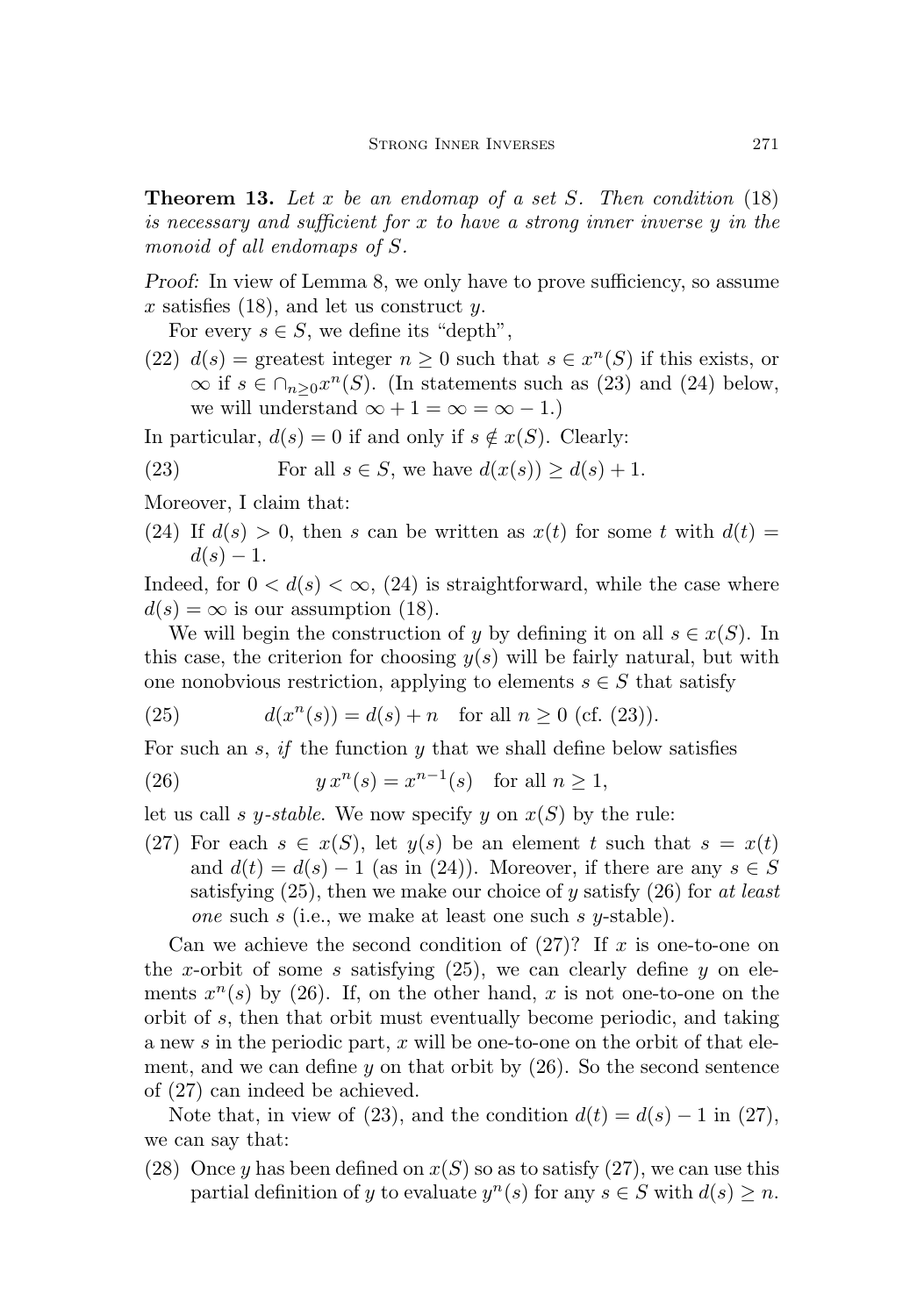**Theorem 13.** *Let $x$ be an endomap of a set $S$. Then condition* (18) *is necessary and sufficient for $x$ to have a strong inner inverse $y$ in the monoid of all endomaps of $S$.*

*Proof:* In view of Lemma 8, we only have to prove sufficiency, so assume $x$ satisfies (18), and let us construct $y$.

For every $s \in S$, we define its "depth",

(22) $d(s) =$ greatest integer $n \geq 0$ such that $s \in x^n(S)$ if this exists, or $\infty$ if $s \in \cap_{n\geq 0} x^n(S)$. (In statements such as (23) and (24) below, we will understand $\infty + 1 = \infty = \infty - 1$.)

In particular, $d(s) = 0$ if and only if $s \notin x(S)$. Clearly:

(23) For all $s \in S$, we have $d(x(s)) \geq d(s) + 1$.

Moreover, I claim that:

(24) If $d(s) > 0$, then $s$ can be written as $x(t)$ for some $t$ with $d(t) = d(s) - 1$.

Indeed, for $0 < d(s) < \infty$, (24) is straightforward, while the case where $d(s) = \infty$ is our assumption (18).

We will begin the construction of $y$ by defining it on all $s \in x(S)$. In this case, the criterion for choosing $y(s)$ will be fairly natural, but with one nonobvious restriction, applying to elements $s \in S$ that satisfy

(25) $d(x^n(s)) = d(s) + n \quad$ for all $n \geq 0$ (cf. (23)).

For such an $s$, *if* the function $y$ that we shall define below satisfies

(26) $y\, x^n(s) = x^{n-1}(s) \quad$ for all $n \geq 1$,

let us call $s$ *$y$-stable*. We now specify $y$ on $x(S)$ by the rule:

(27) For each $s \in x(S)$, let $y(s)$ be an element $t$ such that $s = x(t)$ and $d(t) = d(s) - 1$ (as in (24)). Moreover, if there are any $s \in S$ satisfying (25), then we make our choice of $y$ satisfy (26) for *at least one* such $s$ (i.e., we make at least one such $s$ $y$-stable).

Can we achieve the second condition of (27)? If $x$ is one-to-one on the $x$-orbit of some $s$ satisfying (25), we can clearly define $y$ on elements $x^n(s)$ by (26). If, on the other hand, $x$ is not one-to-one on the orbit of $s$, then that orbit must eventually become periodic, and taking a new $s$ in the periodic part, $x$ will be one-to-one on the orbit of that element, and we can define $y$ on that orbit by (26). So the second sentence of (27) can indeed be achieved.

Note that, in view of (23), and the condition $d(t) = d(s) - 1$ in (27), we can say that:

(28) Once $y$ has been defined on $x(S)$ so as to satisfy (27), we can use this partial definition of $y$ to evaluate $y^n(s)$ for any $s \in S$ with $d(s) \geq n$.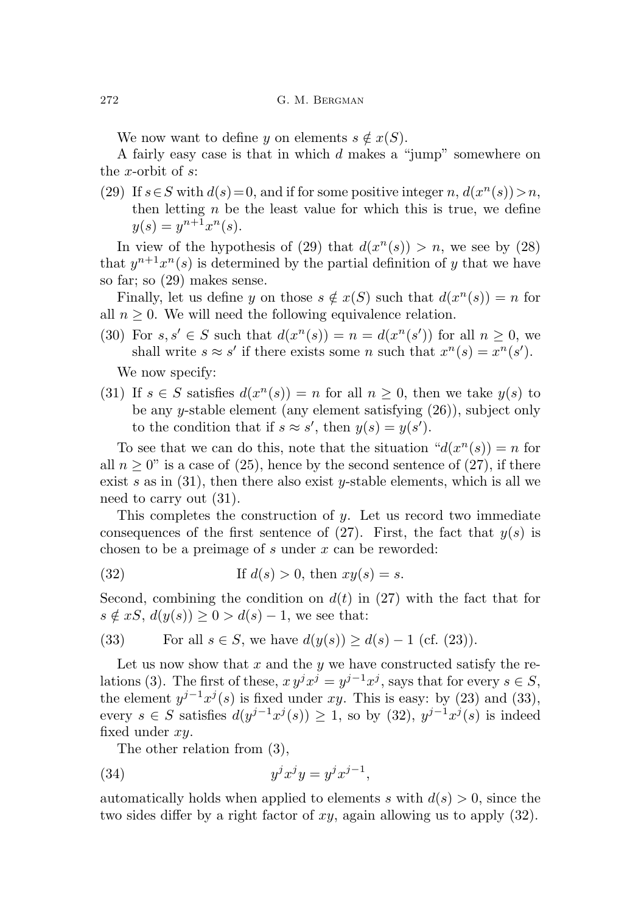We now want to define $y$ on elements $s \notin x(S)$.

A fairly easy case is that in which $d$ makes a "jump" somewhere on the $x$-orbit of $s$:

(29) If $s \in S$ with $d(s) = 0$, and if for some positive integer $n$, $d(x^n(s)) > n$, then letting $n$ be the least value for which this is true, we define $y(s) = y^{n+1}x^n(s)$.

In view of the hypothesis of (29) that $d(x^n(s)) > n$, we see by (28) that $y^{n+1}x^n(s)$ is determined by the partial definition of $y$ that we have so far; so (29) makes sense.

Finally, let us define $y$ on those $s \notin x(S)$ such that $d(x^n(s)) = n$ for all $n \geq 0$. We will need the following equivalence relation.

(30) For $s, s' \in S$ such that $d(x^n(s)) = n = d(x^n(s'))$ for all $n \geq 0$, we shall write $s \approx s'$ if there exists some $n$ such that $x^n(s) = x^n(s')$.

We now specify:

(31) If $s \in S$ satisfies $d(x^n(s)) = n$ for all $n \geq 0$, then we take $y(s)$ to be any $y$-stable element (any element satisfying (26)), subject only to the condition that if $s \approx s'$, then $y(s) = y(s')$.

To see that we can do this, note that the situation "$d(x^n(s)) = n$ for all $n \geq 0$" is a case of (25), hence by the second sentence of (27), if there exist $s$ as in (31), then there also exist $y$-stable elements, which is all we need to carry out (31).

This completes the construction of $y$. Let us record two immediate consequences of the first sentence of (27). First, the fact that $y(s)$ is chosen to be a preimage of $s$ under $x$ can be reworded:

$$\text{(32)} \qquad \text{If } d(s) > 0, \text{ then } xy(s) = s.$$

Second, combining the condition on $d(t)$ in (27) with the fact that for $s \notin xS$, $d(y(s)) \geq 0 > d(s) - 1$, we see that:

$$\text{(33)} \qquad \text{For all } s \in S, \text{ we have } d(y(s)) \geq d(s) - 1 \text{ (cf. (23)).}$$

Let us now show that $x$ and the $y$ we have constructed satisfy the relations (3). The first of these, $x\,y^j x^j = y^{j-1}x^j$, says that for every $s \in S$, the element $y^{j-1}x^j(s)$ is fixed under $xy$. This is easy: by (23) and (33), every $s \in S$ satisfies $d(y^{j-1}x^j(s)) \geq 1$, so by (32), $y^{j-1}x^j(s)$ is indeed fixed under $xy$.

The other relation from (3),

$$\text{(34)} \qquad y^j x^j y = y^j x^{j-1},$$

automatically holds when applied to elements $s$ with $d(s) > 0$, since the two sides differ by a right factor of $xy$, again allowing us to apply (32).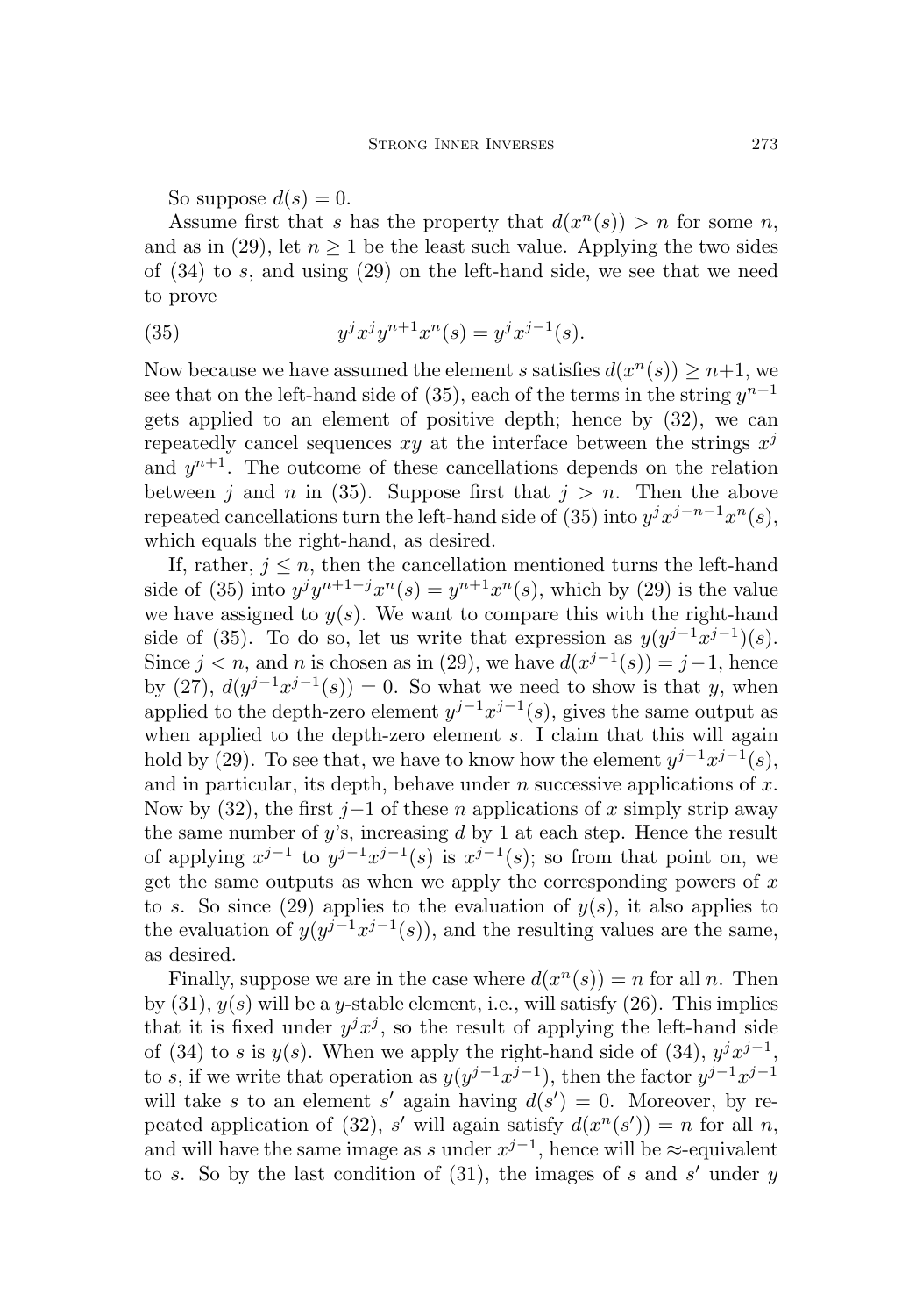So suppose $d(s) = 0$.

Assume first that $s$ has the property that $d(x^n(s)) > n$ for some $n$, and as in (29), let $n \geq 1$ be the least such value. Applying the two sides of (34) to $s$, and using (29) on the left-hand side, we see that we need to prove

$$(35) \qquad y^j x^j y^{n+1} x^n(s) = y^j x^{j-1}(s).$$

Now because we have assumed the element $s$ satisfies $d(x^n(s)) \geq n+1$, we see that on the left-hand side of (35), each of the terms in the string $y^{n+1}$ gets applied to an element of positive depth; hence by (32), we can repeatedly cancel sequences $xy$ at the interface between the strings $x^j$ and $y^{n+1}$. The outcome of these cancellations depends on the relation between $j$ and $n$ in (35). Suppose first that $j > n$. Then the above repeated cancellations turn the left-hand side of (35) into $y^j x^{j-n-1} x^n(s)$, which equals the right-hand, as desired.

If, rather, $j \leq n$, then the cancellation mentioned turns the left-hand side of (35) into $y^j y^{n+1-j} x^n(s) = y^{n+1} x^n(s)$, which by (29) is the value we have assigned to $y(s)$. We want to compare this with the right-hand side of (35). To do so, let us write that expression as $y(y^{j-1} x^{j-1})(s)$. Since $j < n$, and $n$ is chosen as in (29), we have $d(x^{j-1}(s)) = j-1$, hence by (27), $d(y^{j-1} x^{j-1}(s)) = 0$. So what we need to show is that $y$, when applied to the depth-zero element $y^{j-1} x^{j-1}(s)$, gives the same output as when applied to the depth-zero element $s$. I claim that this will again hold by (29). To see that, we have to know how the element $y^{j-1} x^{j-1}(s)$, and in particular, its depth, behave under $n$ successive applications of $x$. Now by (32), the first $j-1$ of these $n$ applications of $x$ simply strip away the same number of $y$'s, increasing $d$ by 1 at each step. Hence the result of applying $x^{j-1}$ to $y^{j-1} x^{j-1}(s)$ is $x^{j-1}(s)$; so from that point on, we get the same outputs as when we apply the corresponding powers of $x$ to $s$. So since (29) applies to the evaluation of $y(s)$, it also applies to the evaluation of $y(y^{j-1} x^{j-1}(s))$, and the resulting values are the same, as desired.

Finally, suppose we are in the case where $d(x^n(s)) = n$ for all $n$. Then by (31), $y(s)$ will be a $y$-stable element, i.e., will satisfy (26). This implies that it is fixed under $y^j x^j$, so the result of applying the left-hand side of (34) to $s$ is $y(s)$. When we apply the right-hand side of (34), $y^j x^{j-1}$, to $s$, if we write that operation as $y(y^{j-1} x^{j-1})$, then the factor $y^{j-1} x^{j-1}$ will take $s$ to an element $s'$ again having $d(s') = 0$. Moreover, by repeated application of (32), $s'$ will again satisfy $d(x^n(s')) = n$ for all $n$, and will have the same image as $s$ under $x^{j-1}$, hence will be $\approx$-equivalent to $s$. So by the last condition of (31), the images of $s$ and $s'$ under $y$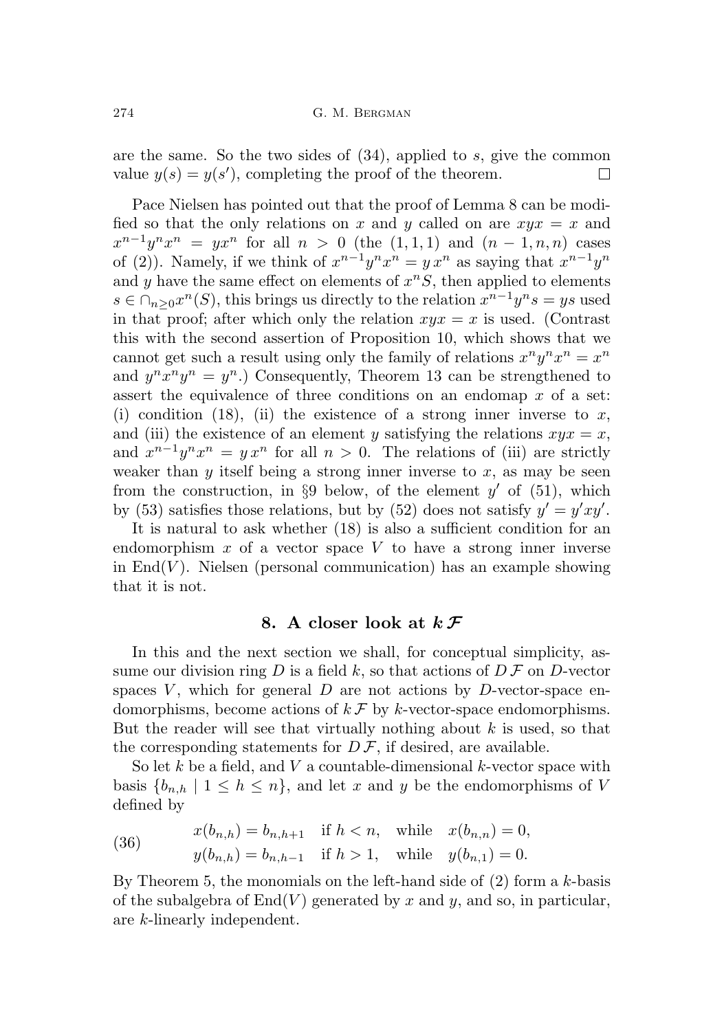are the same. So the two sides of (34), applied to $s$, give the common value $y(s) = y(s')$, completing the proof of the theorem. □

Pace Nielsen has pointed out that the proof of Lemma 8 can be modified so that the only relations on $x$ and $y$ called on are $xyx = x$ and $x^{n-1}y^n x^n = yx^n$ for all $n > 0$ (the $(1,1,1)$ and $(n-1,n,n)$ cases of (2)). Namely, if we think of $x^{n-1}y^n x^n = y\,x^n$ as saying that $x^{n-1}y^n$ and $y$ have the same effect on elements of $x^n S$, then applied to elements $s \in \cap_{n\geq 0} x^n(S)$, this brings us directly to the relation $x^{n-1}y^n s = ys$ used in that proof; after which only the relation $xyx = x$ is used. (Contrast this with the second assertion of Proposition 10, which shows that we cannot get such a result using only the family of relations $x^n y^n x^n = x^n$ and $y^n x^n y^n = y^n$.) Consequently, Theorem 13 can be strengthened to assert the equivalence of three conditions on an endomap $x$ of a set: (i) condition (18), (ii) the existence of a strong inner inverse to $x$, and (iii) the existence of an element $y$ satisfying the relations $xyx = x$, and $x^{n-1}y^n x^n = y\,x^n$ for all $n > 0$. The relations of (iii) are strictly weaker than $y$ itself being a strong inner inverse to $x$, as may be seen from the construction, in §9 below, of the element $y'$ of (51), which by (53) satisfies those relations, but by (52) does not satisfy $y' = y'xy'$.

It is natural to ask whether (18) is also a sufficient condition for an endomorphism $x$ of a vector space $V$ to have a strong inner inverse in $\mathrm{End}(V)$. Nielsen (personal communication) has an example showing that it is not.

## 8. A closer look at $k\,\mathcal{F}$

In this and the next section we shall, for conceptual simplicity, assume our division ring $D$ is a field $k$, so that actions of $D\,\mathcal{F}$ on $D$-vector spaces $V$, which for general $D$ are not actions by $D$-vector-space endomorphisms, become actions of $k\,\mathcal{F}$ by $k$-vector-space endomorphisms. But the reader will see that virtually nothing about $k$ is used, so that the corresponding statements for $D\,\mathcal{F}$, if desired, are available.

So let $k$ be a field, and $V$ a countable-dimensional $k$-vector space with basis $\{b_{n,h} \mid 1 \leq h \leq n\}$, and let $x$ and $y$ be the endomorphisms of $V$ defined by

$$
\begin{aligned}
&x(b_{n,h}) = b_{n,h+1} \quad \text{if } h < n, \quad \text{while} \quad x(b_{n,n}) = 0, \\
&y(b_{n,h}) = b_{n,h-1} \quad \text{if } h > 1, \quad \text{while} \quad y(b_{n,1}) = 0.
\end{aligned} \tag{36}
$$

By Theorem 5, the monomials on the left-hand side of (2) form a $k$-basis of the subalgebra of $\mathrm{End}(V)$ generated by $x$ and $y$, and so, in particular, are $k$-linearly independent.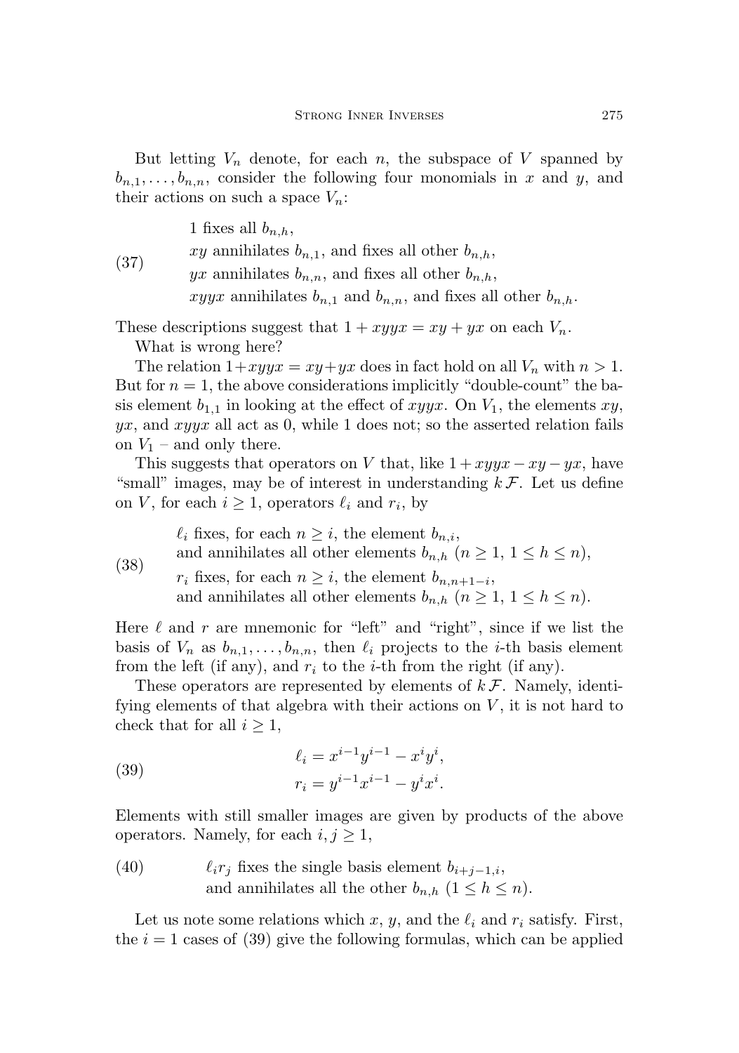But letting $V_n$ denote, for each $n$, the subspace of $V$ spanned by $b_{n,1}, \ldots, b_{n,n}$, consider the following four monomials in $x$ and $y$, and their actions on such a space $V_n$:

$$
\begin{aligned}
&1 \text{ fixes all } b_{n,h},\\
&xy \text{ annihilates } b_{n,1}, \text{ and fixes all other } b_{n,h},\\
&yx \text{ annihilates } b_{n,n}, \text{ and fixes all other } b_{n,h},\\
&xyyx \text{ annihilates } b_{n,1} \text{ and } b_{n,n}, \text{ and fixes all other } b_{n,h}.
\end{aligned} \tag{37}
$$

These descriptions suggest that $1 + xyyx = xy + yx$ on each $V_n$.

What is wrong here?

The relation $1+xyyx = xy+yx$ does in fact hold on all $V_n$ with $n > 1$. But for $n = 1$, the above considerations implicitly "double-count" the basis element $b_{1,1}$ in looking at the effect of $xyyx$. On $V_1$, the elements $xy$, $yx$, and $xyyx$ all act as 0, while 1 does not; so the asserted relation fails on $V_1$ – and only there.

This suggests that operators on $V$ that, like $1 + xyyx - xy - yx$, have "small" images, may be of interest in understanding $k\,\mathcal{F}$. Let us define on $V$, for each $i \geq 1$, operators $\ell_i$ and $r_i$, by

$$
\begin{aligned}
&\ell_i \text{ fixes, for each } n \geq i, \text{ the element } b_{n,i},\\
&\text{and annihilates all other elements } b_{n,h} \ (n \geq 1,\ 1 \leq h \leq n),\\
&r_i \text{ fixes, for each } n \geq i, \text{ the element } b_{n,n+1-i},\\
&\text{and annihilates all other elements } b_{n,h} \ (n \geq 1,\ 1 \leq h \leq n).
\end{aligned} \tag{38}
$$

Here $\ell$ and $r$ are mnemonic for "left" and "right", since if we list the basis of $V_n$ as $b_{n,1}, \ldots, b_{n,n}$, then $\ell_i$ projects to the $i$-th basis element from the left (if any), and $r_i$ to the $i$-th from the right (if any).

These operators are represented by elements of $k\,\mathcal{F}$. Namely, identifying elements of that algebra with their actions on $V$, it is not hard to check that for all $i \geq 1$,

$$
\begin{aligned}
\ell_i &= x^{i-1}y^{i-1} - x^i y^i,\\
r_i &= y^{i-1}x^{i-1} - y^i x^i.
\end{aligned} \tag{39}
$$

Elements with still smaller images are given by products of the above operators. Namely, for each $i, j \geq 1$,

$$
\begin{aligned}
&\ell_i r_j \text{ fixes the single basis element } b_{i+j-1,i},\\
&\text{and annihilates all the other } b_{n,h} \ (1 \leq h \leq n).
\end{aligned} \tag{40}
$$

Let us note some relations which $x$, $y$, and the $\ell_i$ and $r_i$ satisfy. First, the $i = 1$ cases of (39) give the following formulas, which can be applied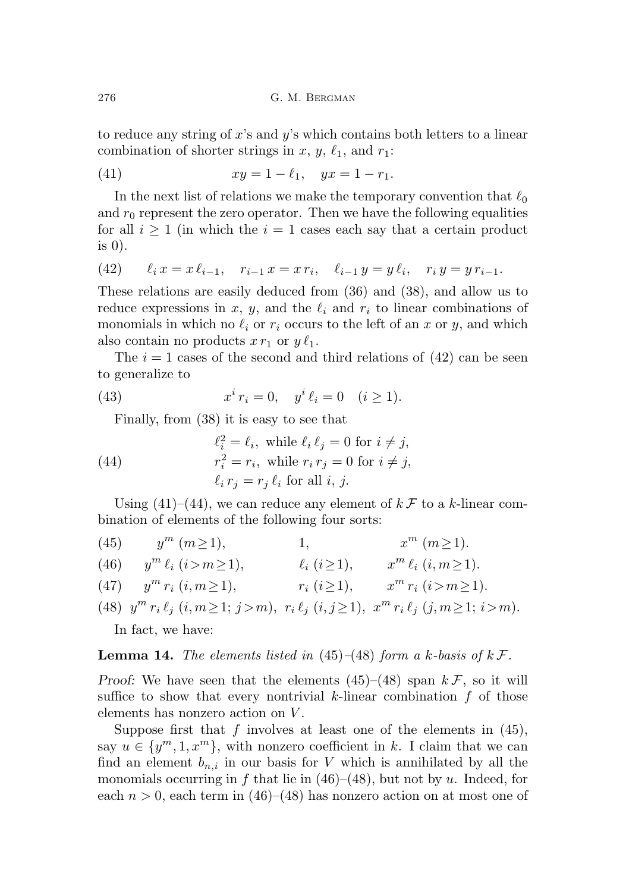to reduce any string of $x$'s and $y$'s which contains both letters to a linear combination of shorter strings in $x$, $y$, $\ell_1$, and $r_1$:

$$xy = 1 - \ell_1, \quad yx = 1 - r_1. \tag{41}$$

In the next list of relations we make the temporary convention that $\ell_0$ and $r_0$ represent the zero operator. Then we have the following equalities for all $i \geq 1$ (in which the $i = 1$ cases each say that a certain product is 0).

$$\ell_i\, x = x\, \ell_{i-1}, \quad r_{i-1}\, x = x\, r_i, \quad \ell_{i-1}\, y = y\, \ell_i, \quad r_i\, y = y\, r_{i-1}. \tag{42}$$

These relations are easily deduced from (36) and (38), and allow us to reduce expressions in $x$, $y$, and the $\ell_i$ and $r_i$ to linear combinations of monomials in which no $\ell_i$ or $r_i$ occurs to the left of an $x$ or $y$, and which also contain no products $x\, r_1$ or $y\, \ell_1$.

The $i = 1$ cases of the second and third relations of (42) can be seen to generalize to

$$x^i\, r_i = 0, \quad y^i\, \ell_i = 0 \quad (i \geq 1). \tag{43}$$

Finally, from (38) it is easy to see that

$$\begin{aligned} &\ell_i^2 = \ell_i, \text{ while } \ell_i\, \ell_j = 0 \text{ for } i \neq j, \\ &r_i^2 = r_i, \text{ while } r_i\, r_j = 0 \text{ for } i \neq j, \\ &\ell_i\, r_j = r_j\, \ell_i \text{ for all } i,\, j. \end{aligned} \tag{44}$$

Using (41)–(44), we can reduce any element of $k\,\mathcal{F}$ to a $k$-linear combination of elements of the following four sorts:

$$y^m \ (m \geq 1), \qquad 1, \qquad x^m \ (m \geq 1). \tag{45}$$

$$y^m\, \ell_i \ (i > m \geq 1), \qquad \ell_i \ (i \geq 1), \qquad x^m\, \ell_i \ (i, m \geq 1). \tag{46}$$

$$y^m\, r_i \ (i, m \geq 1), \qquad r_i \ (i \geq 1), \qquad x^m\, r_i \ (i > m \geq 1). \tag{47}$$

$$y^m\, r_i\, \ell_j \ (i, m \geq 1;\ j > m), \quad r_i\, \ell_j \ (i, j \geq 1), \quad x^m\, r_i\, \ell_j \ (j, m \geq 1;\ i > m). \tag{48}$$

In fact, we have:

**Lemma 14.** *The elements listed in* (45)–(48) *form a $k$-basis of $k\,\mathcal{F}$.*

*Proof:* We have seen that the elements (45)–(48) span $k\,\mathcal{F}$, so it will suffice to show that every nontrivial $k$-linear combination $f$ of those elements has nonzero action on $V$.

Suppose first that $f$ involves at least one of the elements in (45), say $u \in \{y^m, 1, x^m\}$, with nonzero coefficient in $k$. I claim that we can find an element $b_{n,i}$ in our basis for $V$ which is annihilated by all the monomials occurring in $f$ that lie in (46)–(48), but not by $u$. Indeed, for each $n > 0$, each term in (46)–(48) has nonzero action on at most one of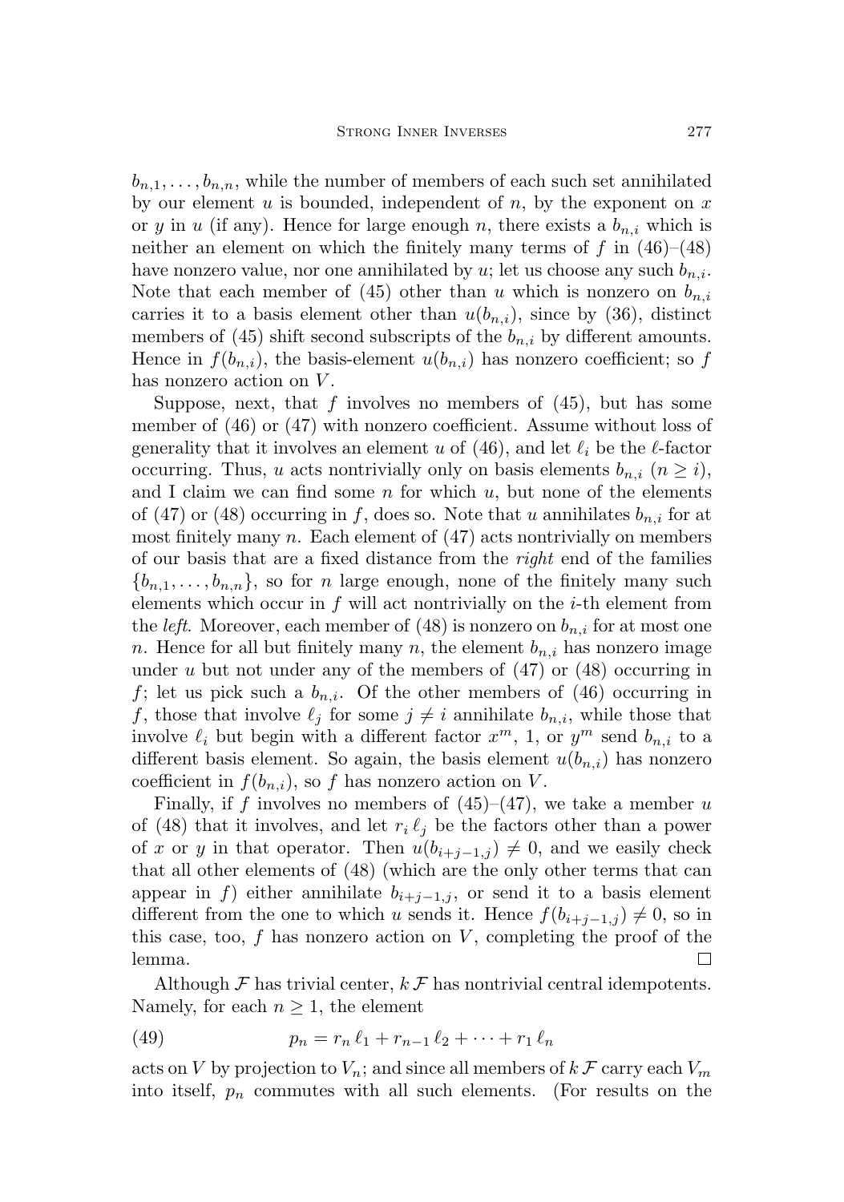$b_{n,1}, \ldots, b_{n,n}$, while the number of members of each such set annihilated by our element $u$ is bounded, independent of $n$, by the exponent on $x$ or $y$ in $u$ (if any). Hence for large enough $n$, there exists a $b_{n,i}$ which is neither an element on which the finitely many terms of $f$ in (46)–(48) have nonzero value, nor one annihilated by $u$; let us choose any such $b_{n,i}$. Note that each member of (45) other than $u$ which is nonzero on $b_{n,i}$ carries it to a basis element other than $u(b_{n,i})$, since by (36), distinct members of (45) shift second subscripts of the $b_{n,i}$ by different amounts. Hence in $f(b_{n,i})$, the basis-element $u(b_{n,i})$ has nonzero coefficient; so $f$ has nonzero action on $V$.

Suppose, next, that $f$ involves no members of (45), but has some member of (46) or (47) with nonzero coefficient. Assume without loss of generality that it involves an element $u$ of (46), and let $\ell_i$ be the $\ell$-factor occurring. Thus, $u$ acts nontrivially only on basis elements $b_{n,i}$ $(n \geq i)$, and I claim we can find some $n$ for which $u$, but none of the elements of (47) or (48) occurring in $f$, does so. Note that $u$ annihilates $b_{n,i}$ for at most finitely many $n$. Each element of (47) acts nontrivially on members of our basis that are a fixed distance from the *right* end of the families $\{b_{n,1}, \ldots, b_{n,n}\}$, so for $n$ large enough, none of the finitely many such elements which occur in $f$ will act nontrivially on the $i$-th element from the *left*. Moreover, each member of (48) is nonzero on $b_{n,i}$ for at most one $n$. Hence for all but finitely many $n$, the element $b_{n,i}$ has nonzero image under $u$ but not under any of the members of (47) or (48) occurring in $f$; let us pick such a $b_{n,i}$. Of the other members of (46) occurring in $f$, those that involve $\ell_j$ for some $j \neq i$ annihilate $b_{n,i}$, while those that involve $\ell_i$ but begin with a different factor $x^m$, 1, or $y^m$ send $b_{n,i}$ to a different basis element. So again, the basis element $u(b_{n,i})$ has nonzero coefficient in $f(b_{n,i})$, so $f$ has nonzero action on $V$.

Finally, if $f$ involves no members of (45)–(47), we take a member $u$ of (48) that it involves, and let $r_i\,\ell_j$ be the factors other than a power of $x$ or $y$ in that operator. Then $u(b_{i+j-1,j}) \neq 0$, and we easily check that all other elements of (48) (which are the only other terms that can appear in $f$) either annihilate $b_{i+j-1,j}$, or send it to a basis element different from the one to which $u$ sends it. Hence $f(b_{i+j-1,j}) \neq 0$, so in this case, too, $f$ has nonzero action on $V$, completing the proof of the lemma. $\square$

Although $\mathcal{F}$ has trivial center, $k\,\mathcal{F}$ has nontrivial central idempotents. Namely, for each $n \geq 1$, the element

$$p_n = r_n\,\ell_1 + r_{n-1}\,\ell_2 + \cdots + r_1\,\ell_n \tag{49}$$

acts on $V$ by projection to $V_n$; and since all members of $k\,\mathcal{F}$ carry each $V_m$ into itself, $p_n$ commutes with all such elements. (For results on the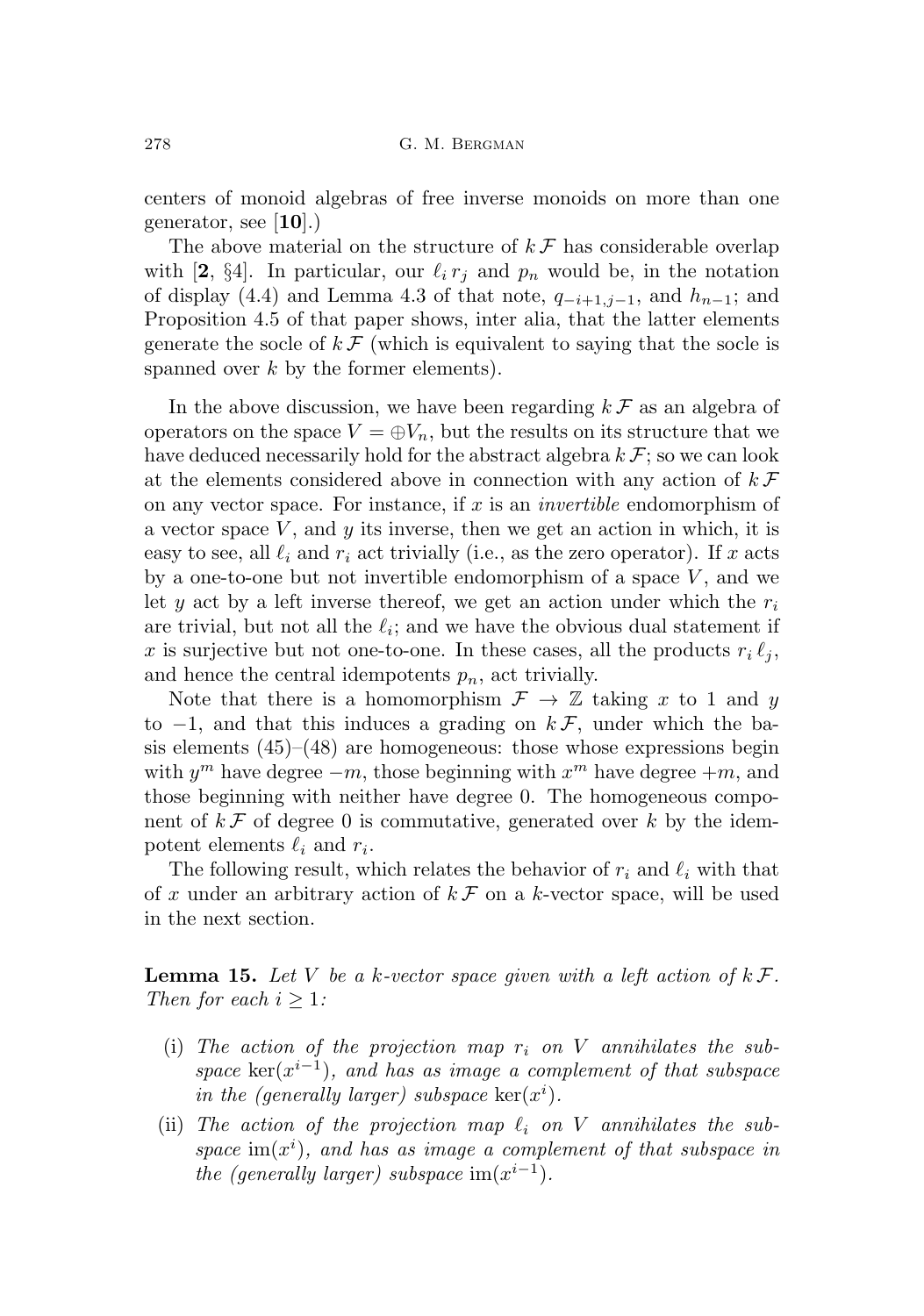centers of monoid algebras of free inverse monoids on more than one generator, see [**10**].)

The above material on the structure of $k\mathcal{F}$ has considerable overlap with [**2**, §4]. In particular, our $\ell_i r_j$ and $p_n$ would be, in the notation of display (4.4) and Lemma 4.3 of that note, $q_{-i+1,j-1}$, and $h_{n-1}$; and Proposition 4.5 of that paper shows, inter alia, that the latter elements generate the socle of $k\mathcal{F}$ (which is equivalent to saying that the socle is spanned over $k$ by the former elements).

In the above discussion, we have been regarding $k\mathcal{F}$ as an algebra of operators on the space $V = \oplus V_n$, but the results on its structure that we have deduced necessarily hold for the abstract algebra $k\mathcal{F}$; so we can look at the elements considered above in connection with any action of $k\mathcal{F}$ on any vector space. For instance, if $x$ is an *invertible* endomorphism of a vector space $V$, and $y$ its inverse, then we get an action in which, it is easy to see, all $\ell_i$ and $r_i$ act trivially (i.e., as the zero operator). If $x$ acts by a one-to-one but not invertible endomorphism of a space $V$, and we let $y$ act by a left inverse thereof, we get an action under which the $r_i$ are trivial, but not all the $\ell_i$; and we have the obvious dual statement if $x$ is surjective but not one-to-one. In these cases, all the products $r_i \ell_j$, and hence the central idempotents $p_n$, act trivially.

Note that there is a homomorphism $\mathcal{F} \to \mathbb{Z}$ taking $x$ to 1 and $y$ to $-1$, and that this induces a grading on $k\mathcal{F}$, under which the basis elements (45)–(48) are homogeneous: those whose expressions begin with $y^m$ have degree $-m$, those beginning with $x^m$ have degree $+m$, and those beginning with neither have degree 0. The homogeneous component of $k\mathcal{F}$ of degree 0 is commutative, generated over $k$ by the idempotent elements $\ell_i$ and $r_i$.

The following result, which relates the behavior of $r_i$ and $\ell_i$ with that of $x$ under an arbitrary action of $k\mathcal{F}$ on a $k$-vector space, will be used in the next section.

**Lemma 15.** *Let $V$ be a $k$-vector space given with a left action of $k\mathcal{F}$. Then for each $i \geq 1$:*

- (i) *The action of the projection map $r_i$ on $V$ annihilates the subspace $\ker(x^{i-1})$, and has as image a complement of that subspace in the (generally larger) subspace $\ker(x^i)$.*
- (ii) *The action of the projection map $\ell_i$ on $V$ annihilates the subspace $\mathrm{im}(x^i)$, and has as image a complement of that subspace in the (generally larger) subspace $\mathrm{im}(x^{i-1})$.*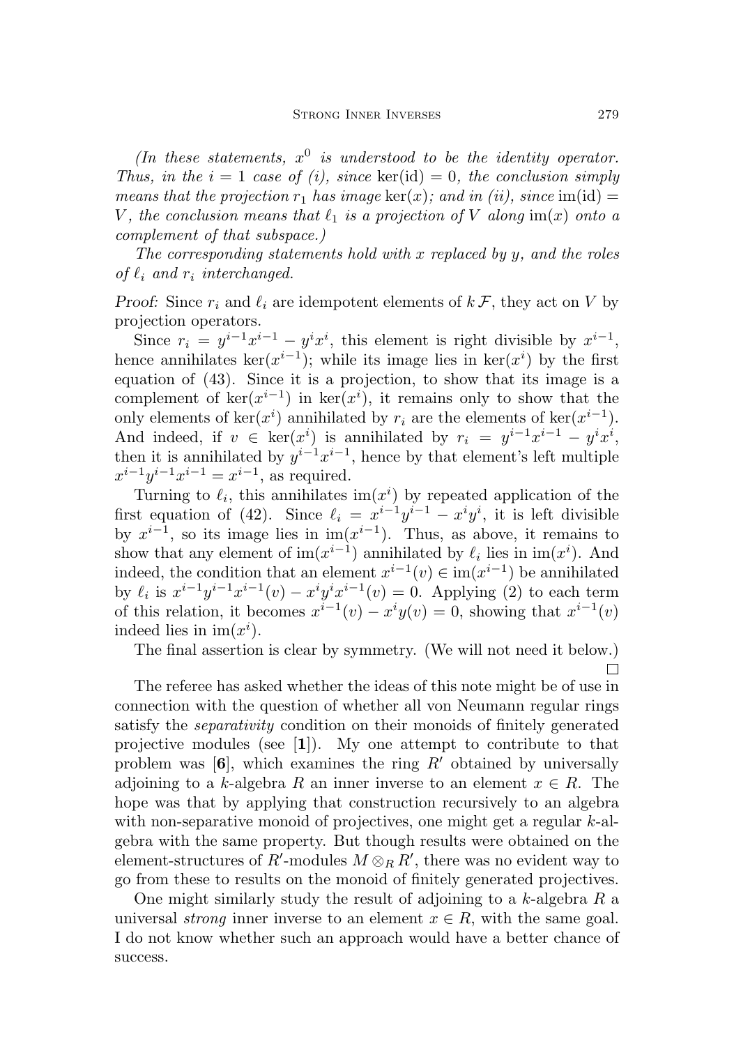*(In these statements, $x^0$ is understood to be the identity operator. Thus, in the $i = 1$ case of (i), since $\ker(\mathrm{id}) = 0$, the conclusion simply means that the projection $r_1$ has image $\ker(x)$; and in (ii), since $\mathrm{im}(\mathrm{id}) = V$, the conclusion means that $\ell_1$ is a projection of $V$ along $\mathrm{im}(x)$ onto a complement of that subspace.)*

*The corresponding statements hold with $x$ replaced by $y$, and the roles of $\ell_i$ and $r_i$ interchanged.*

*Proof:* Since $r_i$ and $\ell_i$ are idempotent elements of $k\,\mathcal{F}$, they act on $V$ by projection operators.

Since $r_i = y^{i-1}x^{i-1} - y^i x^i$, this element is right divisible by $x^{i-1}$, hence annihilates $\ker(x^{i-1})$; while its image lies in $\ker(x^i)$ by the first equation of (43). Since it is a projection, to show that its image is a complement of $\ker(x^{i-1})$ in $\ker(x^i)$, it remains only to show that the only elements of $\ker(x^i)$ annihilated by $r_i$ are the elements of $\ker(x^{i-1})$. And indeed, if $v \in \ker(x^i)$ is annihilated by $r_i = y^{i-1}x^{i-1} - y^i x^i$, then it is annihilated by $y^{i-1}x^{i-1}$, hence by that element's left multiple $x^{i-1}y^{i-1}x^{i-1} = x^{i-1}$, as required.

Turning to $\ell_i$, this annihilates $\mathrm{im}(x^i)$ by repeated application of the first equation of (42). Since $\ell_i = x^{i-1}y^{i-1} - x^i y^i$, it is left divisible by $x^{i-1}$, so its image lies in $\mathrm{im}(x^{i-1})$. Thus, as above, it remains to show that any element of $\mathrm{im}(x^{i-1})$ annihilated by $\ell_i$ lies in $\mathrm{im}(x^i)$. And indeed, the condition that an element $x^{i-1}(v) \in \mathrm{im}(x^{i-1})$ be annihilated by $\ell_i$ is $x^{i-1}y^{i-1}x^{i-1}(v) - x^i y^i x^{i-1}(v) = 0$. Applying (2) to each term of this relation, it becomes $x^{i-1}(v) - x^i y(v) = 0$, showing that $x^{i-1}(v)$ indeed lies in $\mathrm{im}(x^i)$.

The final assertion is clear by symmetry. (We will not need it below.) $\square$

The referee has asked whether the ideas of this note might be of use in connection with the question of whether all von Neumann regular rings satisfy the *separativity* condition on their monoids of finitely generated projective modules (see [**1**]). My one attempt to contribute to that problem was [**6**], which examines the ring $R'$ obtained by universally adjoining to a $k$-algebra $R$ an inner inverse to an element $x \in R$. The hope was that by applying that construction recursively to an algebra with non-separative monoid of projectives, one might get a regular $k$-algebra with the same property. But though results were obtained on the element-structures of $R'$-modules $M \otimes_R R'$, there was no evident way to go from these to results on the monoid of finitely generated projectives.

One might similarly study the result of adjoining to a $k$-algebra $R$ a universal *strong* inner inverse to an element $x \in R$, with the same goal. I do not know whether such an approach would have a better chance of success.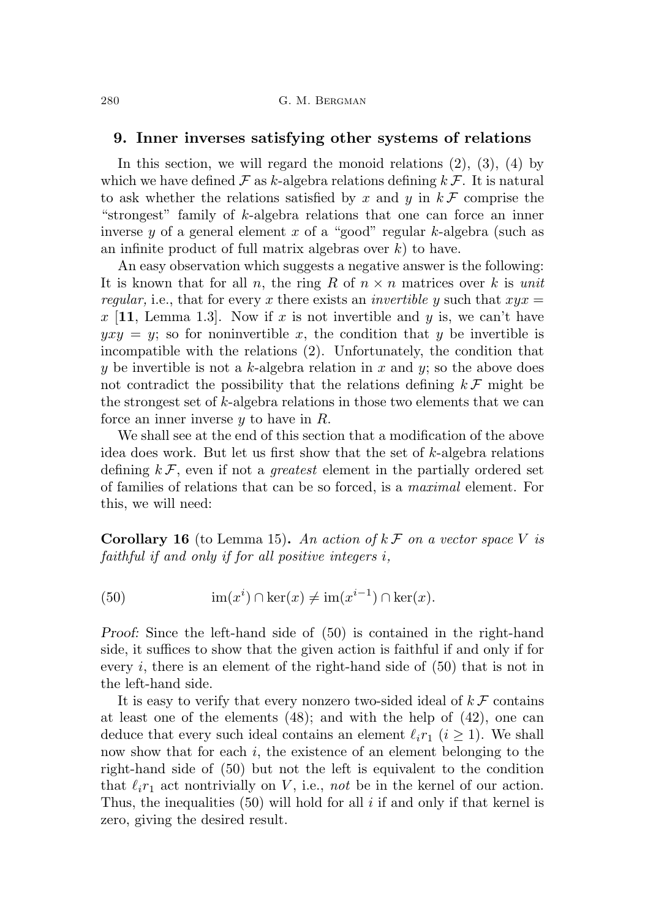## 9. Inner inverses satisfying other systems of relations

In this section, we will regard the monoid relations (2), (3), (4) by which we have defined $\mathcal{F}$ as $k$-algebra relations defining $k\,\mathcal{F}$. It is natural to ask whether the relations satisfied by $x$ and $y$ in $k\,\mathcal{F}$ comprise the "strongest" family of $k$-algebra relations that one can force an inner inverse $y$ of a general element $x$ of a "good" regular $k$-algebra (such as an infinite product of full matrix algebras over $k$) to have.

An easy observation which suggests a negative answer is the following: It is known that for all $n$, the ring $R$ of $n \times n$ matrices over $k$ is *unit regular,* i.e., that for every $x$ there exists an *invertible* $y$ such that $xyx = x$ [**11**, Lemma 1.3]. Now if $x$ is not invertible and $y$ is, we can't have $yxy = y$; so for noninvertible $x$, the condition that $y$ be invertible is incompatible with the relations (2). Unfortunately, the condition that $y$ be invertible is not a $k$-algebra relation in $x$ and $y$; so the above does not contradict the possibility that the relations defining $k\,\mathcal{F}$ might be the strongest set of $k$-algebra relations in those two elements that we can force an inner inverse $y$ to have in $R$.

We shall see at the end of this section that a modification of the above idea does work. But let us first show that the set of $k$-algebra relations defining $k\,\mathcal{F}$, even if not a *greatest* element in the partially ordered set of families of relations that can be so forced, is a *maximal* element. For this, we will need:

**Corollary 16** (to Lemma 15)**.** *An action of $k\,\mathcal{F}$ on a vector space $V$ is faithful if and only if for all positive integers $i$,*

$$\operatorname{im}(x^i) \cap \ker(x) \neq \operatorname{im}(x^{i-1}) \cap \ker(x). \tag{50}$$

*Proof:* Since the left-hand side of (50) is contained in the right-hand side, it suffices to show that the given action is faithful if and only if for every $i$, there is an element of the right-hand side of (50) that is not in the left-hand side.

It is easy to verify that every nonzero two-sided ideal of $k\,\mathcal{F}$ contains at least one of the elements (48); and with the help of (42), one can deduce that every such ideal contains an element $\ell_i r_1$ ($i \geq 1$). We shall now show that for each $i$, the existence of an element belonging to the right-hand side of (50) but not the left is equivalent to the condition that $\ell_i r_1$ act nontrivially on $V$, i.e., *not* be in the kernel of our action. Thus, the inequalities (50) will hold for all $i$ if and only if that kernel is zero, giving the desired result.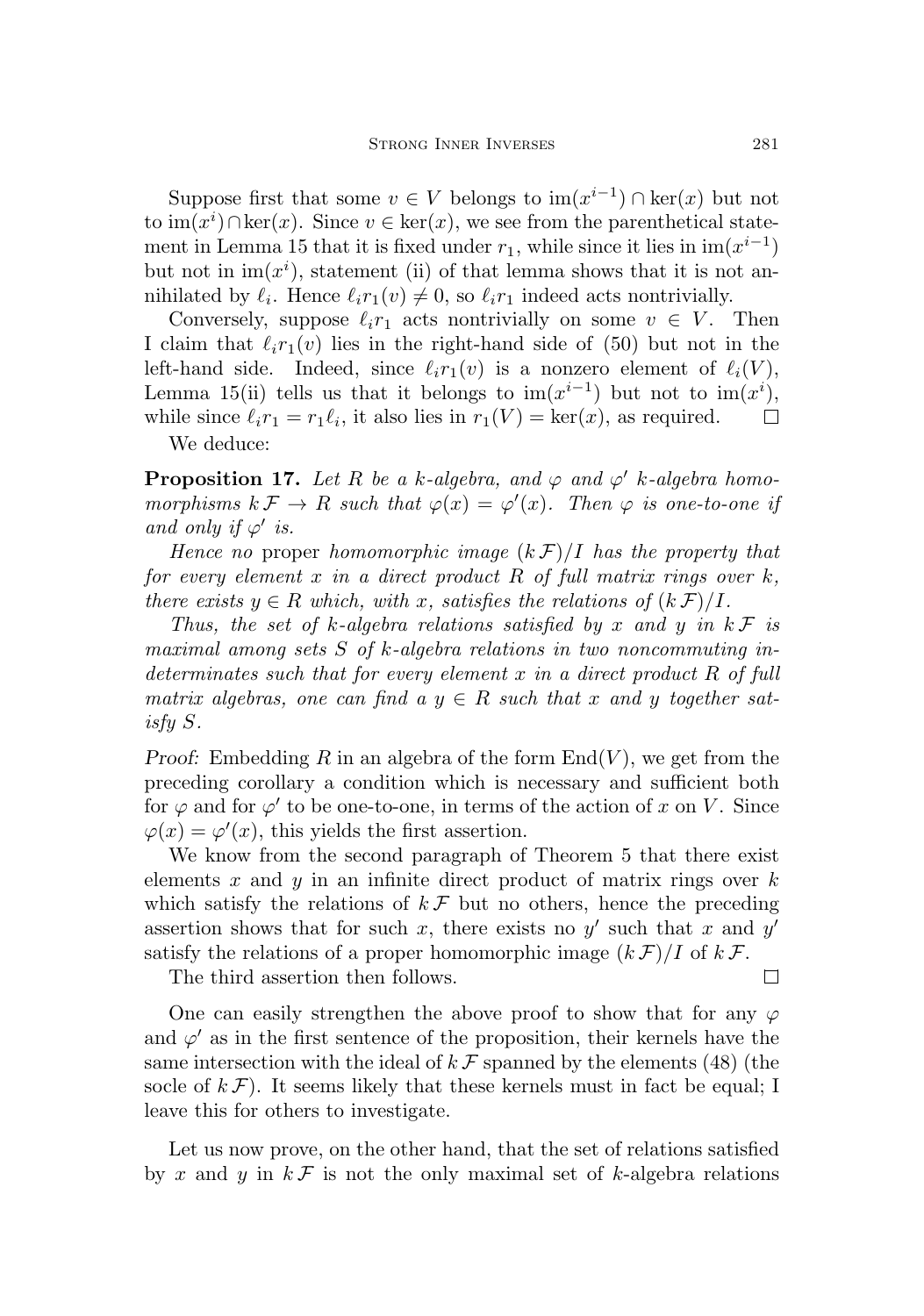Suppose first that some $v \in V$ belongs to $\mathrm{im}(x^{i-1}) \cap \ker(x)$ but not to $\mathrm{im}(x^i) \cap \ker(x)$. Since $v \in \ker(x)$, we see from the parenthetical statement in Lemma 15 that it is fixed under $r_1$, while since it lies in $\mathrm{im}(x^{i-1})$ but not in $\mathrm{im}(x^i)$, statement (ii) of that lemma shows that it is not annihilated by $\ell_i$. Hence $\ell_i r_1(v) \neq 0$, so $\ell_i r_1$ indeed acts nontrivially.

Conversely, suppose $\ell_i r_1$ acts nontrivially on some $v \in V$. Then I claim that $\ell_i r_1(v)$ lies in the right-hand side of (50) but not in the left-hand side. Indeed, since $\ell_i r_1(v)$ is a nonzero element of $\ell_i(V)$, Lemma 15(ii) tells us that it belongs to $\mathrm{im}(x^{i-1})$ but not to $\mathrm{im}(x^i)$, while since $\ell_i r_1 = r_1 \ell_i$, it also lies in $r_1(V) = \ker(x)$, as required. $\square$

We deduce:

**Proposition 17.** *Let $R$ be a $k$-algebra, and $\varphi$ and $\varphi'$ $k$-algebra homomorphisms $k\,\mathcal{F} \to R$ such that $\varphi(x) = \varphi'(x)$. Then $\varphi$ is one-to-one if and only if $\varphi'$ is.*

*Hence no* proper *homomorphic image $(k\,\mathcal{F})/I$ has the property that for every element $x$ in a direct product $R$ of full matrix rings over $k$, there exists $y \in R$ which, with $x$, satisfies the relations of $(k\,\mathcal{F})/I$.*

*Thus, the set of $k$-algebra relations satisfied by $x$ and $y$ in $k\,\mathcal{F}$ is maximal among sets $S$ of $k$-algebra relations in two noncommuting indeterminates such that for every element $x$ in a direct product $R$ of full matrix algebras, one can find a $y \in R$ such that $x$ and $y$ together satisfy $S$.*

*Proof:* Embedding $R$ in an algebra of the form $\mathrm{End}(V)$, we get from the preceding corollary a condition which is necessary and sufficient both for $\varphi$ and for $\varphi'$ to be one-to-one, in terms of the action of $x$ on $V$. Since $\varphi(x) = \varphi'(x)$, this yields the first assertion.

We know from the second paragraph of Theorem 5 that there exist elements $x$ and $y$ in an infinite direct product of matrix rings over $k$ which satisfy the relations of $k\,\mathcal{F}$ but no others, hence the preceding assertion shows that for such $x$, there exists no $y'$ such that $x$ and $y'$ satisfy the relations of a proper homomorphic image $(k\,\mathcal{F})/I$ of $k\,\mathcal{F}$.

The third assertion then follows. $\square$

One can easily strengthen the above proof to show that for any $\varphi$ and $\varphi'$ as in the first sentence of the proposition, their kernels have the same intersection with the ideal of $k\,\mathcal{F}$ spanned by the elements (48) (the socle of $k\,\mathcal{F}$). It seems likely that these kernels must in fact be equal; I leave this for others to investigate.

Let us now prove, on the other hand, that the set of relations satisfied by $x$ and $y$ in $k\,\mathcal{F}$ is not the only maximal set of $k$-algebra relations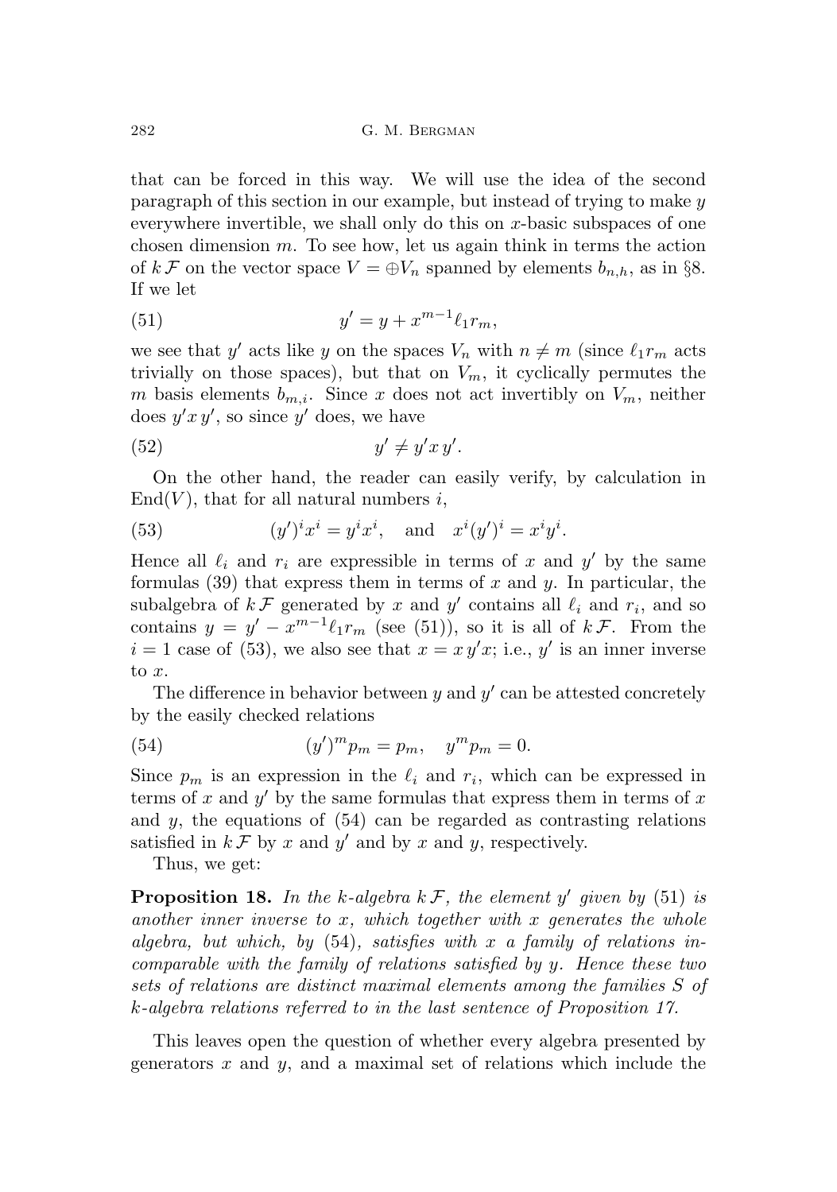that can be forced in this way. We will use the idea of the second paragraph of this section in our example, but instead of trying to make $y$ everywhere invertible, we shall only do this on $x$-basic subspaces of one chosen dimension $m$. To see how, let us again think in terms the action of $k\,\mathcal{F}$ on the vector space $V = \oplus V_n$ spanned by elements $b_{n,h}$, as in §8. If we let

$$y' = y + x^{m-1}\ell_1 r_m, \tag{51}$$

we see that $y'$ acts like $y$ on the spaces $V_n$ with $n \neq m$ (since $\ell_1 r_m$ acts trivially on those spaces), but that on $V_m$, it cyclically permutes the $m$ basis elements $b_{m,i}$. Since $x$ does not act invertibly on $V_m$, neither does $y'x\,y'$, so since $y'$ does, we have

$$y' \neq y'x\,y'. \tag{52}$$

On the other hand, the reader can easily verify, by calculation in $\mathrm{End}(V)$, that for all natural numbers $i$,

$$(y')^i x^i = y^i x^i, \quad \text{and} \quad x^i (y')^i = x^i y^i. \tag{53}$$

Hence all $\ell_i$ and $r_i$ are expressible in terms of $x$ and $y'$ by the same formulas (39) that express them in terms of $x$ and $y$. In particular, the subalgebra of $k\,\mathcal{F}$ generated by $x$ and $y'$ contains all $\ell_i$ and $r_i$, and so contains $y = y' - x^{m-1}\ell_1 r_m$ (see (51)), so it is all of $k\,\mathcal{F}$. From the $i = 1$ case of (53), we also see that $x = x\,y'x$; i.e., $y'$ is an inner inverse to $x$.

The difference in behavior between $y$ and $y'$ can be attested concretely by the easily checked relations

$$(y')^m p_m = p_m, \quad y^m p_m = 0. \tag{54}$$

Since $p_m$ is an expression in the $\ell_i$ and $r_i$, which can be expressed in terms of $x$ and $y'$ by the same formulas that express them in terms of $x$ and $y$, the equations of (54) can be regarded as contrasting relations satisfied in $k\,\mathcal{F}$ by $x$ and $y'$ and by $x$ and $y$, respectively.

Thus, we get:

**Proposition 18.** *In the $k$-algebra $k\,\mathcal{F}$, the element $y'$ given by* (51) *is another inner inverse to $x$, which together with $x$ generates the whole algebra, but which, by* (54)*, satisfies with $x$ a family of relations incomparable with the family of relations satisfied by $y$. Hence these two sets of relations are distinct maximal elements among the families $S$ of $k$-algebra relations referred to in the last sentence of Proposition 17.*

This leaves open the question of whether every algebra presented by generators $x$ and $y$, and a maximal set of relations which include the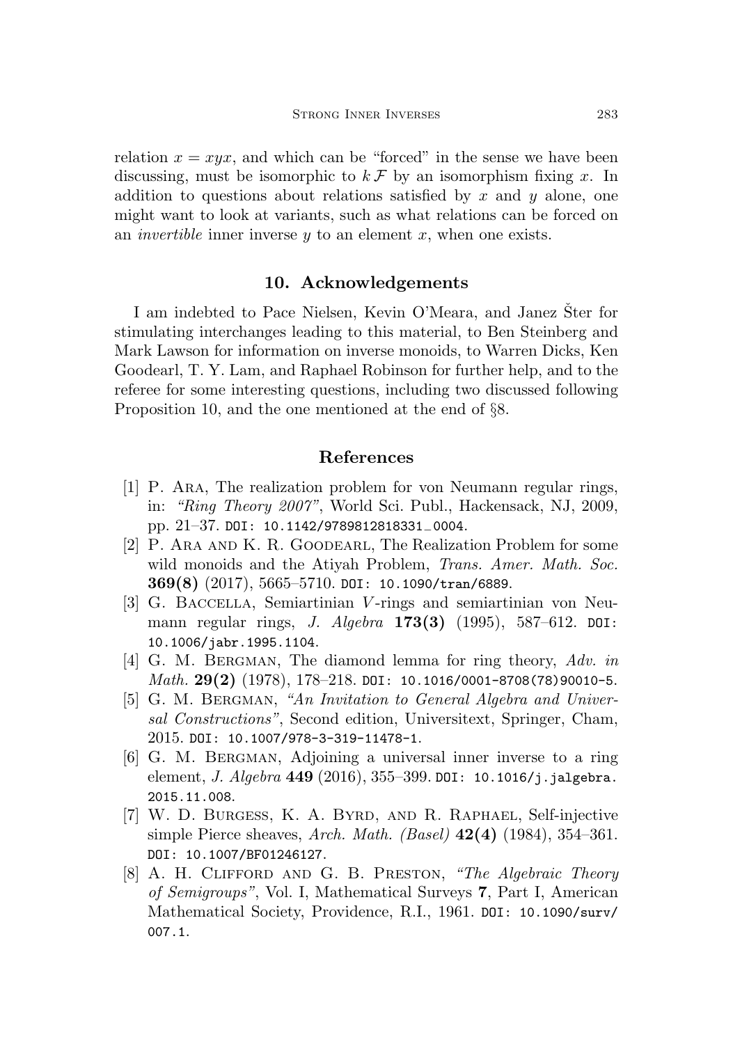relation $x = xyx$, and which can be "forced" in the sense we have been discussing, must be isomorphic to $k\mathcal{F}$ by an isomorphism fixing $x$. In addition to questions about relations satisfied by $x$ and $y$ alone, one might want to look at variants, such as what relations can be forced on an *invertible* inner inverse $y$ to an element $x$, when one exists.

## 10. Acknowledgements

I am indebted to Pace Nielsen, Kevin O'Meara, and Janez Šter for stimulating interchanges leading to this material, to Ben Steinberg and Mark Lawson for information on inverse monoids, to Warren Dicks, Ken Goodearl, T. Y. Lam, and Raphael Robinson for further help, and to the referee for some interesting questions, including two discussed following Proposition 10, and the one mentioned at the end of §8.

## References

[1] P. Ara, The realization problem for von Neumann regular rings, in: *"Ring Theory 2007"*, World Sci. Publ., Hackensack, NJ, 2009, pp. 21–37. DOI: 10.1142/9789812818331_0004.

[2] P. Ara and K. R. Goodearl, The Realization Problem for some wild monoids and the Atiyah Problem, *Trans. Amer. Math. Soc.* **369(8)** (2017), 5665–5710. DOI: 10.1090/tran/6889.

[3] G. Baccella, Semiartinian $V$-rings and semiartinian von Neumann regular rings, *J. Algebra* **173(3)** (1995), 587–612. DOI: 10.1006/jabr.1995.1104.

[4] G. M. Bergman, The diamond lemma for ring theory, *Adv. in Math.* **29(2)** (1978), 178–218. DOI: 10.1016/0001-8708(78)90010-5.

[5] G. M. Bergman, *"An Invitation to General Algebra and Universal Constructions"*, Second edition, Universitext, Springer, Cham, 2015. DOI: 10.1007/978-3-319-11478-1.

[6] G. M. Bergman, Adjoining a universal inner inverse to a ring element, *J. Algebra* **449** (2016), 355–399. DOI: 10.1016/j.jalgebra.2015.11.008.

[7] W. D. Burgess, K. A. Byrd, and R. Raphael, Self-injective simple Pierce sheaves, *Arch. Math. (Basel)* **42(4)** (1984), 354–361. DOI: 10.1007/BF01246127.

[8] A. H. Clifford and G. B. Preston, *"The Algebraic Theory of Semigroups"*, Vol. I, Mathematical Surveys **7**, Part I, American Mathematical Society, Providence, R.I., 1961. DOI: 10.1090/surv/007.1.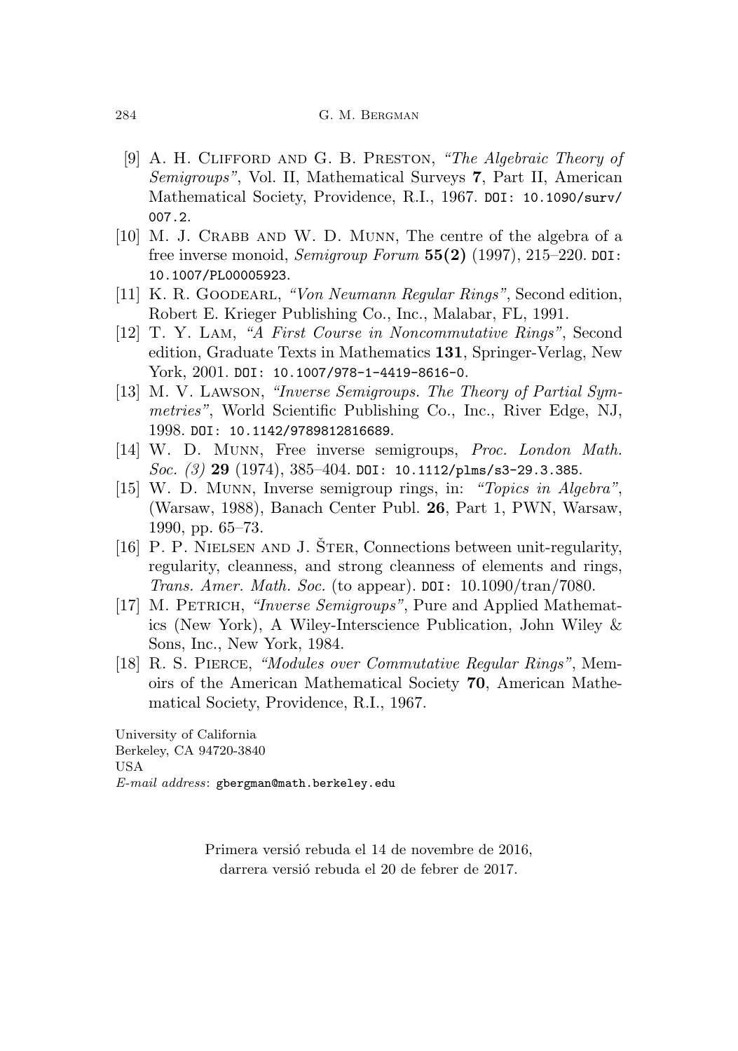[9] A. H. Clifford and G. B. Preston, *"The Algebraic Theory of Semigroups"*, Vol. II, Mathematical Surveys **7**, Part II, American Mathematical Society, Providence, R.I., 1967. DOI: 10.1090/surv/007.2.

[10] M. J. Crabb and W. D. Munn, The centre of the algebra of a free inverse monoid, *Semigroup Forum* **55(2)** (1997), 215–220. DOI: 10.1007/PL00005923.

[11] K. R. Goodearl, *"Von Neumann Regular Rings"*, Second edition, Robert E. Krieger Publishing Co., Inc., Malabar, FL, 1991.

[12] T. Y. Lam, *"A First Course in Noncommutative Rings"*, Second edition, Graduate Texts in Mathematics **131**, Springer-Verlag, New York, 2001. DOI: 10.1007/978-1-4419-8616-0.

[13] M. V. Lawson, *"Inverse Semigroups. The Theory of Partial Symmetries"*, World Scientific Publishing Co., Inc., River Edge, NJ, 1998. DOI: 10.1142/9789812816689.

[14] W. D. Munn, Free inverse semigroups, *Proc. London Math. Soc. (3)* **29** (1974), 385–404. DOI: 10.1112/plms/s3-29.3.385.

[15] W. D. Munn, Inverse semigroup rings, in: *"Topics in Algebra"*, (Warsaw, 1988), Banach Center Publ. **26**, Part 1, PWN, Warsaw, 1990, pp. 65–73.

[16] P. P. Nielsen and J. Šter, Connections between unit-regularity, regularity, cleanness, and strong cleanness of elements and rings, *Trans. Amer. Math. Soc.* (to appear). DOI: 10.1090/tran/7080.

[17] M. Petrich, *"Inverse Semigroups"*, Pure and Applied Mathematics (New York), A Wiley-Interscience Publication, John Wiley & Sons, Inc., New York, 1984.

[18] R. S. Pierce, *"Modules over Commutative Regular Rings"*, Memoirs of the American Mathematical Society **70**, American Mathematical Society, Providence, R.I., 1967.

University of California
Berkeley, CA 94720-3840
USA
*E-mail address*: gbergman@math.berkeley.edu

Primera versió rebuda el 14 de novembre de 2016,
darrera versió rebuda el 20 de febrer de 2017.